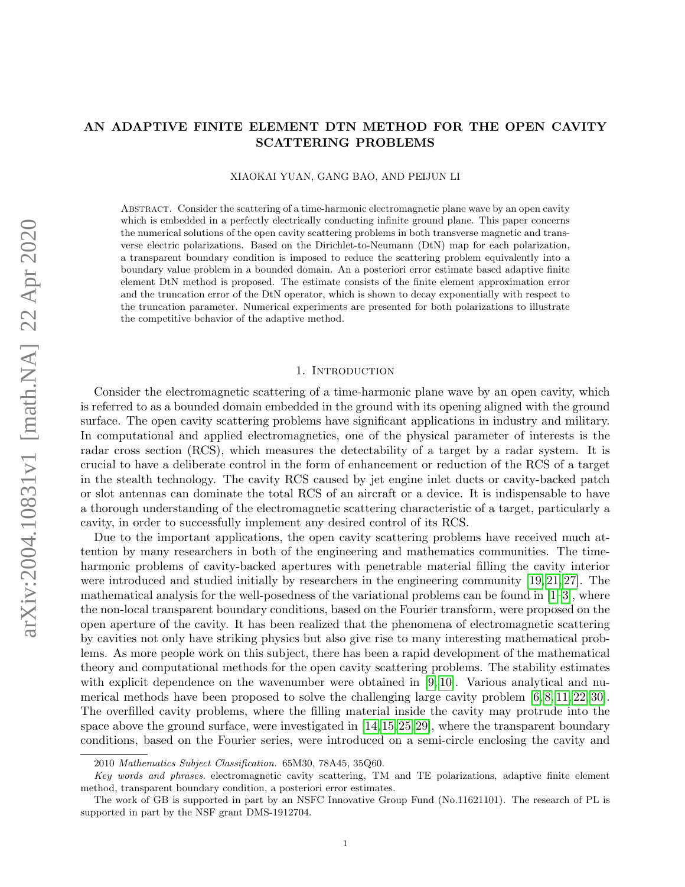# AN ADAPTIVE FINITE ELEMENT DTN METHOD FOR THE OPEN CAVITY SCATTERING PROBLEMS

XIAOKAI YUAN, GANG BAO, AND PEIJUN LI

Abstract. Consider the scattering of a time-harmonic electromagnetic plane wave by an open cavity which is embedded in a perfectly electrically conducting infinite ground plane. This paper concerns the numerical solutions of the open cavity scattering problems in both transverse magnetic and transverse electric polarizations. Based on the Dirichlet-to-Neumann (DtN) map for each polarization, a transparent boundary condition is imposed to reduce the scattering problem equivalently into a boundary value problem in a bounded domain. An a posteriori error estimate based adaptive finite element DtN method is proposed. The estimate consists of the finite element approximation error and the truncation error of the DtN operator, which is shown to decay exponentially with respect to the truncation parameter. Numerical experiments are presented for both polarizations to illustrate the competitive behavior of the adaptive method.

## 1. Introduction

Consider the electromagnetic scattering of a time-harmonic plane wave by an open cavity, which is referred to as a bounded domain embedded in the ground with its opening aligned with the ground surface. The open cavity scattering problems have significant applications in industry and military. In computational and applied electromagnetics, one of the physical parameter of interests is the radar cross section (RCS), which measures the detectability of a target by a radar system. It is crucial to have a deliberate control in the form of enhancement or reduction of the RCS of a target in the stealth technology. The cavity RCS caused by jet engine inlet ducts or cavity-backed patch or slot antennas can dominate the total RCS of an aircraft or a device. It is indispensable to have a thorough understanding of the electromagnetic scattering characteristic of a target, particularly a cavity, in order to successfully implement any desired control of its RCS.

Due to the important applications, the open cavity scattering problems have received much attention by many researchers in both of the engineering and mathematics communities. The time-harmonic problems of cavity-backed apertures with penetrable material filling the cavity interior were introduced and studied initially by researchers in the engineering community [19,21,27]. The mathematical analysis for the well-posedness of the variational problems can be found in [1–3], where the non-local transparent boundary conditions, based on the Fourier transform, were proposed on the open aperture of the cavity. It has been realized that the phenomena of electromagnetic scattering by cavities not only have striking physics but also give rise to many interesting mathematical problems. As more people work on this subject, there has been a rapid development of the mathematical theory and computational methods for the open cavity scattering problems. The stability estimates with explicit dependence on the wavenumber were obtained in [9,10]. Various analytical and numerical methods have been proposed to solve the challenging large cavity problem [6,8,11,22,30]. The overfilled cavity problems, where the filling material inside the cavity may protrude into the space above the ground surface, were investigated in [14,15,25,29], where the transparent boundary conditions, based on the Fourier series, were introduced on a semi-circle enclosing the cavity and

2010 *Mathematics Subject Classification.* 65M30, 78A45, 35Q60.

*Key words and phrases.* electromagnetic cavity scattering, TM and TE polarizations, adaptive finite element method, transparent boundary condition, a posteriori error estimates.

The work of GB is supported in part by an NSFC Innovative Group Fund (No.11621101). The research of PL is supported in part by the NSF grant DMS-1912704.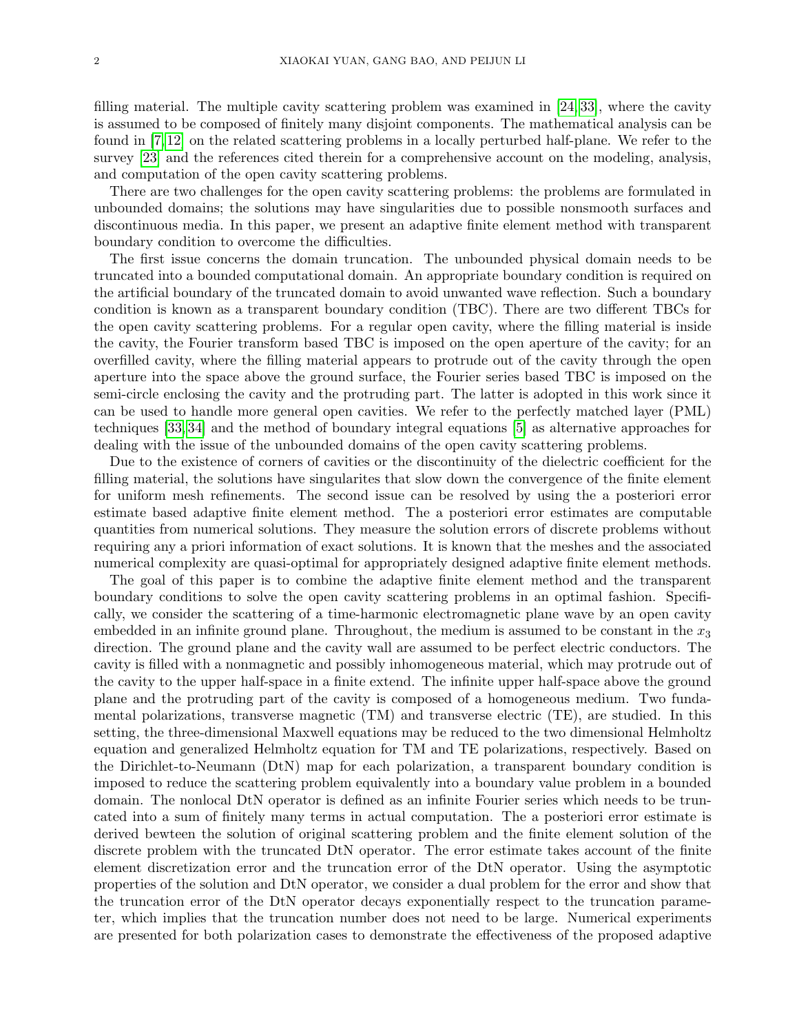filling material. The multiple cavity scattering problem was examined in [24,33], where the cavity is assumed to be composed of finitely many disjoint components. The mathematical analysis can be found in [7,12] on the related scattering problems in a locally perturbed half-plane. We refer to the survey [23] and the references cited therein for a comprehensive account on the modeling, analysis, and computation of the open cavity scattering problems.

There are two challenges for the open cavity scattering problems: the problems are formulated in unbounded domains; the solutions may have singularities due to possible nonsmooth surfaces and discontinuous media. In this paper, we present an adaptive finite element method with transparent boundary condition to overcome the difficulties.

The first issue concerns the domain truncation. The unbounded physical domain needs to be truncated into a bounded computational domain. An appropriate boundary condition is required on the artificial boundary of the truncated domain to avoid unwanted wave reflection. Such a boundary condition is known as a transparent boundary condition (TBC). There are two different TBCs for the open cavity scattering problems. For a regular open cavity, where the filling material is inside the cavity, the Fourier transform based TBC is imposed on the open aperture of the cavity; for an overfilled cavity, where the filling material appears to protrude out of the cavity through the open aperture into the space above the ground surface, the Fourier series based TBC is imposed on the semi-circle enclosing the cavity and the protruding part. The latter is adopted in this work since it can be used to handle more general open cavities. We refer to the perfectly matched layer (PML) techniques [33,34] and the method of boundary integral equations [5] as alternative approaches for dealing with the issue of the unbounded domains of the open cavity scattering problems.

Due to the existence of corners of cavities or the discontinuity of the dielectric coefficient for the filling material, the solutions have singularites that slow down the convergence of the finite element for uniform mesh refinements. The second issue can be resolved by using the a posteriori error estimate based adaptive finite element method. The a posteriori error estimates are computable quantities from numerical solutions. They measure the solution errors of discrete problems without requiring any a priori information of exact solutions. It is known that the meshes and the associated numerical complexity are quasi-optimal for appropriately designed adaptive finite element methods.

The goal of this paper is to combine the adaptive finite element method and the transparent boundary conditions to solve the open cavity scattering problems in an optimal fashion. Specifically, we consider the scattering of a time-harmonic electromagnetic plane wave by an open cavity embedded in an infinite ground plane. Throughout, the medium is assumed to be constant in the $x_3$ direction. The ground plane and the cavity wall are assumed to be perfect electric conductors. The cavity is filled with a nonmagnetic and possibly inhomogeneous material, which may protrude out of the cavity to the upper half-space in a finite extend. The infinite upper half-space above the ground plane and the protruding part of the cavity is composed of a homogeneous medium. Two fundamental polarizations, transverse magnetic (TM) and transverse electric (TE), are studied. In this setting, the three-dimensional Maxwell equations may be reduced to the two dimensional Helmholtz equation and generalized Helmholtz equation for TM and TE polarizations, respectively. Based on the Dirichlet-to-Neumann (DtN) map for each polarization, a transparent boundary condition is imposed to reduce the scattering problem equivalently into a boundary value problem in a bounded domain. The nonlocal DtN operator is defined as an infinite Fourier series which needs to be truncated into a sum of finitely many terms in actual computation. The a posteriori error estimate is derived bewteen the solution of original scattering problem and the finite element solution of the discrete problem with the truncated DtN operator. The error estimate takes account of the finite element discretization error and the truncation error of the DtN operator. Using the asymptotic properties of the solution and DtN operator, we consider a dual problem for the error and show that the truncation error of the DtN operator decays exponentially respect to the truncation parameter, which implies that the truncation number does not need to be large. Numerical experiments are presented for both polarization cases to demonstrate the effectiveness of the proposed adaptive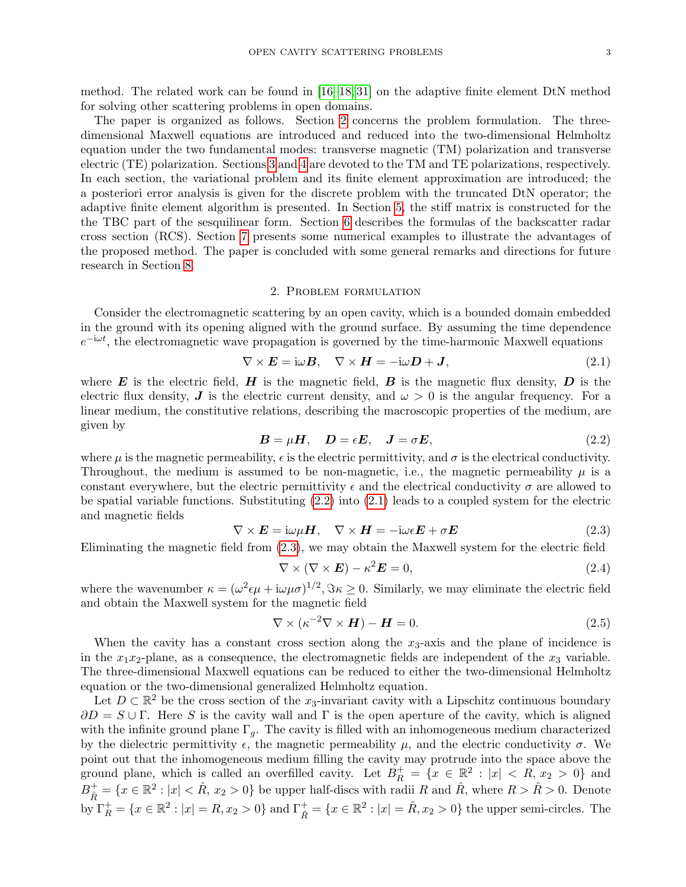method. The related work can be found in [16–18, 31] on the adaptive finite element DtN method for solving other scattering problems in open domains.

The paper is organized as follows. Section 2 concerns the problem formulation. The three-dimensional Maxwell equations are introduced and reduced into the two-dimensional Helmholtz equation under the two fundamental modes: transverse magnetic (TM) polarization and transverse electric (TE) polarization. Sections 3 and 4 are devoted to the TM and TE polarizations, respectively. In each section, the variational problem and its finite element approximation are introduced; the a posteriori error analysis is given for the discrete problem with the truncated DtN operator; the adaptive finite element algorithm is presented. In Section 5, the stiff matrix is constructed for the the TBC part of the sesquilinear form. Section 6 describes the formulas of the backscatter radar cross section (RCS). Section 7 presents some numerical examples to illustrate the advantages of the proposed method. The paper is concluded with some general remarks and directions for future research in Section 8.

## 2. Problem formulation

Consider the electromagnetic scattering by an open cavity, which is a bounded domain embedded in the ground with its opening aligned with the ground surface. By assuming the time dependence $e^{-\mathrm{i}\omega t}$, the electromagnetic wave propagation is governed by the time-harmonic Maxwell equations

$$\nabla\times\boldsymbol{E} = \mathrm{i}\omega\boldsymbol{B}, \quad \nabla\times\boldsymbol{H} = -\mathrm{i}\omega\boldsymbol{D} + \boldsymbol{J}, \tag{2.1}$$

where $\boldsymbol{E}$ is the electric field, $\boldsymbol{H}$ is the magnetic field, $\boldsymbol{B}$ is the magnetic flux density, $\boldsymbol{D}$ is the electric flux density, $\boldsymbol{J}$ is the electric current density, and $\omega > 0$ is the angular frequency. For a linear medium, the constitutive relations, describing the macroscopic properties of the medium, are given by

$$\boldsymbol{B} = \mu\boldsymbol{H}, \quad \boldsymbol{D} = \epsilon\boldsymbol{E}, \quad \boldsymbol{J} = \sigma\boldsymbol{E}, \tag{2.2}$$

where $\mu$ is the magnetic permeability, $\epsilon$ is the electric permittivity, and $\sigma$ is the electrical conductivity. Throughout, the medium is assumed to be non-magnetic, i.e., the magnetic permeability $\mu$ is a constant everywhere, but the electric permittivity $\epsilon$ and the electrical conductivity $\sigma$ are allowed to be spatial variable functions. Substituting (2.2) into (2.1) leads to a coupled system for the electric and magnetic fields

$$\nabla\times\boldsymbol{E} = \mathrm{i}\omega\mu\boldsymbol{H}, \quad \nabla\times\boldsymbol{H} = -\mathrm{i}\omega\epsilon\boldsymbol{E} + \sigma\boldsymbol{E} \tag{2.3}$$

Eliminating the magnetic field from (2.3), we may obtain the Maxwell system for the electric field

$$\nabla\times(\nabla\times\boldsymbol{E}) - \kappa^2\boldsymbol{E} = 0, \tag{2.4}$$

where the wavenumber $\kappa = (\omega^2\epsilon\mu + \mathrm{i}\omega\mu\sigma)^{1/2}, \Im\kappa \geq 0$. Similarly, we may eliminate the electric field and obtain the Maxwell system for the magnetic field

$$\nabla\times(\kappa^{-2}\nabla\times\boldsymbol{H}) - \boldsymbol{H} = 0. \tag{2.5}$$

When the cavity has a constant cross section along the $x_3$-axis and the plane of incidence is in the $x_1x_2$-plane, as a consequence, the electromagnetic fields are independent of the $x_3$ variable. The three-dimensional Maxwell equations can be reduced to either the two-dimensional Helmholtz equation or the two-dimensional generalized Helmholtz equation.

Let $D \subset \mathbb{R}^2$ be the cross section of the $x_3$-invariant cavity with a Lipschitz continuous boundary $\partial D = S \cup \Gamma$. Here $S$ is the cavity wall and $\Gamma$ is the open aperture of the cavity, which is aligned with the infinite ground plane $\Gamma_g$. The cavity is filled with an inhomogeneous medium characterized by the dielectric permittivity $\epsilon$, the magnetic permeability $\mu$, and the electric conductivity $\sigma$. We point out that the inhomogeneous medium filling the cavity may protrude into the space above the ground plane, which is called an overfilled cavity. Let $B_R^+ = \{x \in \mathbb{R}^2 : |x| < R,\, x_2 > 0\}$ and $B_{\hat{R}}^+ = \{x \in \mathbb{R}^2 : |x| < \hat{R},\, x_2 > 0\}$ be upper half-discs with radii $R$ and $\hat{R}$, where $R > \hat{R} > 0$. Denote by $\Gamma_R^+ = \{x \in \mathbb{R}^2 : |x| = R, x_2 > 0\}$ and $\Gamma_{\hat{R}}^+ = \{x \in \mathbb{R}^2 : |x| = \hat{R}, x_2 > 0\}$ the upper semi-circles. The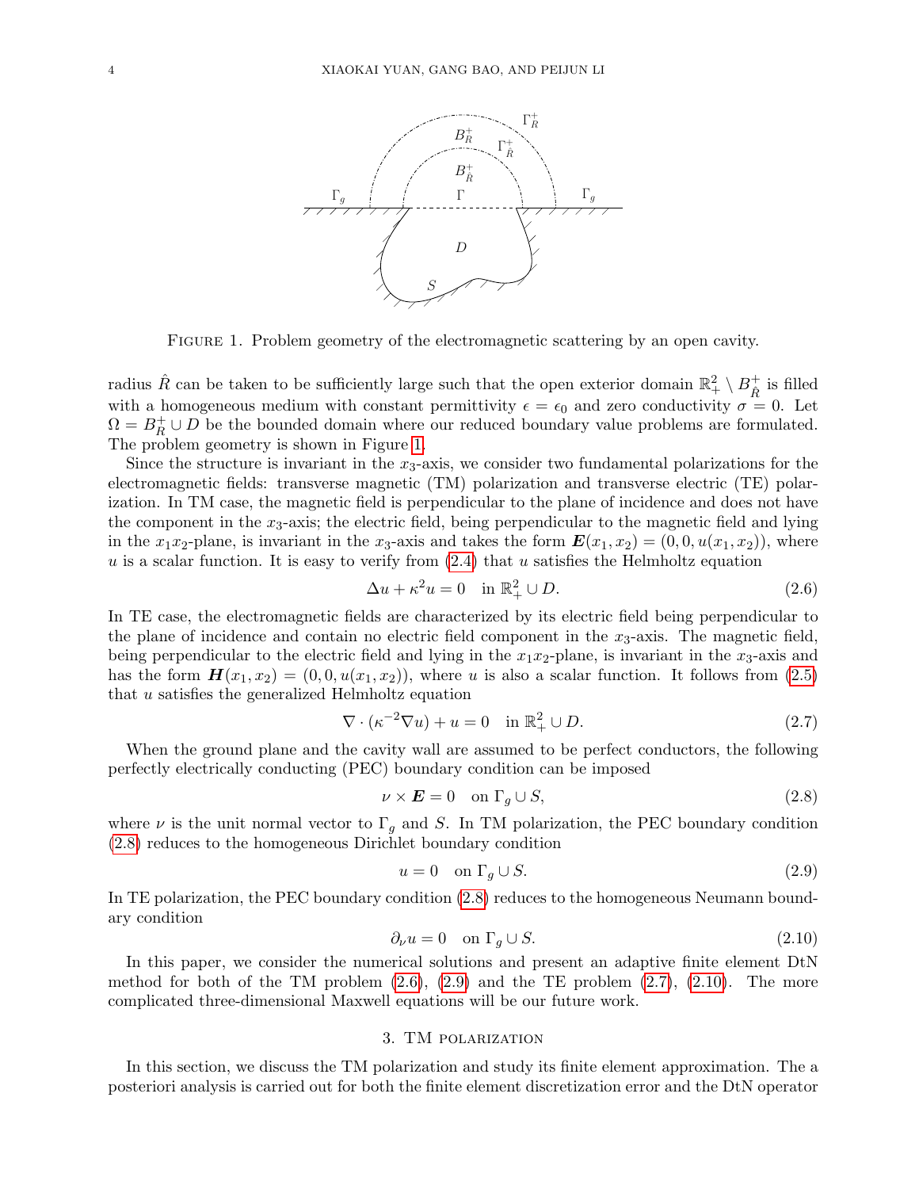FIGURE 1. Problem geometry of the electromagnetic scattering by an open cavity.

radius $\hat{R}$ can be taken to be sufficiently large such that the open exterior domain $\mathbb{R}^2_+ \setminus B^+_{\hat{R}}$ is filled with a homogeneous medium with constant permittivity $\epsilon = \epsilon_0$ and zero conductivity $\sigma = 0$. Let $\Omega = B^+_R \cup D$ be the bounded domain where our reduced boundary value problems are formulated. The problem geometry is shown in Figure 1.

Since the structure is invariant in the $x_3$-axis, we consider two fundamental polarizations for the electromagnetic fields: transverse magnetic (TM) polarization and transverse electric (TE) polarization. In TM case, the magnetic field is perpendicular to the plane of incidence and does not have the component in the $x_3$-axis; the electric field, being perpendicular to the magnetic field and lying in the $x_1x_2$-plane, is invariant in the $x_3$-axis and takes the form $\boldsymbol{E}(x_1, x_2) = (0, 0, u(x_1, x_2))$, where $u$ is a scalar function. It is easy to verify from (2.4) that $u$ satisfies the Helmholtz equation

$$\Delta u + \kappa^2 u = 0 \quad \text{in } \mathbb{R}^2_+ \cup D. \tag{2.6}$$

In TE case, the electromagnetic fields are characterized by its electric field being perpendicular to the plane of incidence and contain no electric field component in the $x_3$-axis. The magnetic field, being perpendicular to the electric field and lying in the $x_1x_2$-plane, is invariant in the $x_3$-axis and has the form $\boldsymbol{H}(x_1, x_2) = (0, 0, u(x_1, x_2))$, where $u$ is also a scalar function. It follows from (2.5) that $u$ satisfies the generalized Helmholtz equation

$$\nabla \cdot (\kappa^{-2} \nabla u) + u = 0 \quad \text{in } \mathbb{R}^2_+ \cup D. \tag{2.7}$$

When the ground plane and the cavity wall are assumed to be perfect conductors, the following perfectly electrically conducting (PEC) boundary condition can be imposed

$$\nu \times \boldsymbol{E} = 0 \quad \text{on } \Gamma_g \cup S, \tag{2.8}$$

where $\nu$ is the unit normal vector to $\Gamma_g$ and $S$. In TM polarization, the PEC boundary condition (2.8) reduces to the homogeneous Dirichlet boundary condition

$$u = 0 \quad \text{on } \Gamma_g \cup S. \tag{2.9}$$

In TE polarization, the PEC boundary condition (2.8) reduces to the homogeneous Neumann boundary condition

$$\partial_\nu u = 0 \quad \text{on } \Gamma_g \cup S. \tag{2.10}$$

In this paper, we consider the numerical solutions and present an adaptive finite element DtN method for both of the TM problem (2.6), (2.9) and the TE problem (2.7), (2.10). The more complicated three-dimensional Maxwell equations will be our future work.

## 3. TM polarization

In this section, we discuss the TM polarization and study its finite element approximation. The a posteriori analysis is carried out for both the finite element discretization error and the DtN operator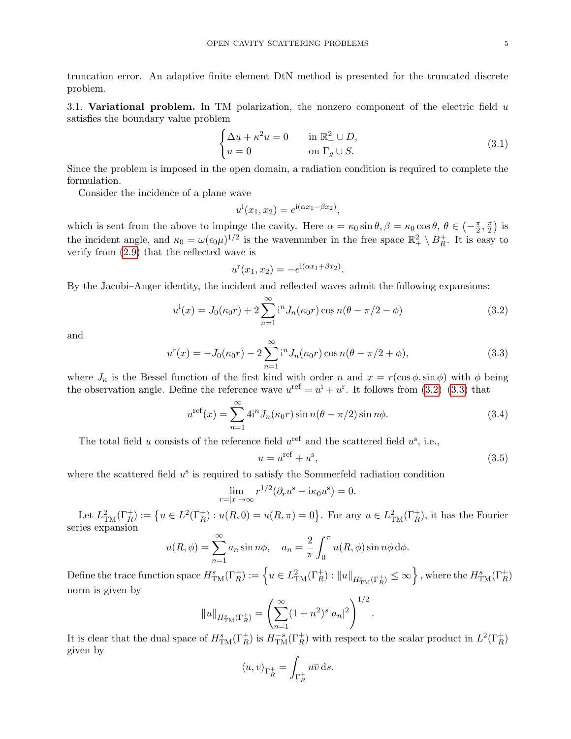truncation error. An adaptive finite element DtN method is presented for the truncated discrete problem.

### 3.1. **Variational problem.**

In TM polarization, the nonzero component of the electric field $u$ satisfies the boundary value problem

$$
\begin{cases} \Delta u + \kappa^2 u = 0 & \text{in } \mathbb{R}^2_+ \cup D, \\ u = 0 & \text{on } \Gamma_g \cup S. \end{cases} \tag{3.1}
$$

Since the problem is imposed in the open domain, a radiation condition is required to complete the formulation.

Consider the incidence of a plane wave

$$
u^{\rm i}(x_1, x_2) = e^{{\rm i}(\alpha x_1 - \beta x_2)},
$$

which is sent from the above to impinge the cavity. Here $\alpha = \kappa_0 \sin\theta, \beta = \kappa_0 \cos\theta$, $\theta \in \left(-\frac{\pi}{2}, \frac{\pi}{2}\right)$ is the incident angle, and $\kappa_0 = \omega(\epsilon_0\mu)^{1/2}$ is the wavenumber in the free space $\mathbb{R}^2_+ \setminus B^+_R$. It is easy to verify from (2.9) that the reflected wave is

$$
u^{\rm r}(x_1, x_2) = -e^{{\rm i}(\alpha x_1 + \beta x_2)}.
$$

By the Jacobi–Anger identity, the incident and reflected waves admit the following expansions:

$$
u^{\rm i}(x) = J_0(\kappa_0 r) + 2\sum_{n=1}^{\infty} {\rm i}^n J_n(\kappa_0 r) \cos n(\theta - \pi/2 - \phi) \tag{3.2}
$$

and

$$
u^{\rm r}(x) = -J_0(\kappa_0 r) - 2\sum_{n=1}^{\infty} {\rm i}^n J_n(\kappa_0 r) \cos n(\theta - \pi/2 + \phi), \tag{3.3}
$$

where $J_n$ is the Bessel function of the first kind with order $n$ and $x = r(\cos\phi, \sin\phi)$ with $\phi$ being the observation angle. Define the reference wave $u^{\rm ref} = u^{\rm i} + u^{\rm r}$. It follows from (3.2)–(3.3) that

$$
u^{\rm ref}(x) = \sum_{n=1}^{\infty} 4{\rm i}^n J_n(\kappa_0 r) \sin n(\theta - \pi/2) \sin n\phi. \tag{3.4}
$$

The total field $u$ consists of the reference field $u^{\rm ref}$ and the scattered field $u^{\rm s}$, i.e.,

$$
u = u^{\rm ref} + u^{\rm s}, \tag{3.5}
$$

where the scattered field $u^{\rm s}$ is required to satisfy the Sommerfeld radiation condition

$$
\lim_{r=|x|\to\infty} r^{1/2}(\partial_r u^{\rm s} - {\rm i}\kappa_0 u^{\rm s}) = 0.
$$

Let $L^2_{\rm TM}(\Gamma^+_R) := \left\{u \in L^2(\Gamma^+_R) : u(R, 0) = u(R, \pi) = 0\right\}$. For any $u \in L^2_{\rm TM}(\Gamma^+_R)$, it has the Fourier series expansion

$$
u(R, \phi) = \sum_{n=1}^{\infty} a_n \sin n\phi, \quad a_n = \frac{2}{\pi}\int_0^{\pi} u(R, \phi) \sin n\phi \, {\rm d}\phi.
$$

Define the trace function space $H^s_{\rm TM}(\Gamma^+_R) := \left\{u \in L^2_{\rm TM}(\Gamma^+_R) : \|u\|_{H^s_{\rm TM}(\Gamma^+_R)} \leq \infty\right\}$, where the $H^s_{\rm TM}(\Gamma^+_R)$ norm is given by

$$
\|u\|_{H^s_{\rm TM}(\Gamma^+_R)} = \left(\sum_{n=1}^{\infty} (1 + n^2)^s |a_n|^2\right)^{1/2}.
$$

It is clear that the dual space of $H^s_{\rm TM}(\Gamma^+_R)$ is $H^{-s}_{\rm TM}(\Gamma^+_R)$ with respect to the scalar product in $L^2(\Gamma^+_R)$ given by

$$
\langle u, v\rangle_{\Gamma^+_R} = \int_{\Gamma^+_R} u\bar{v} \, {\rm d}s.
$$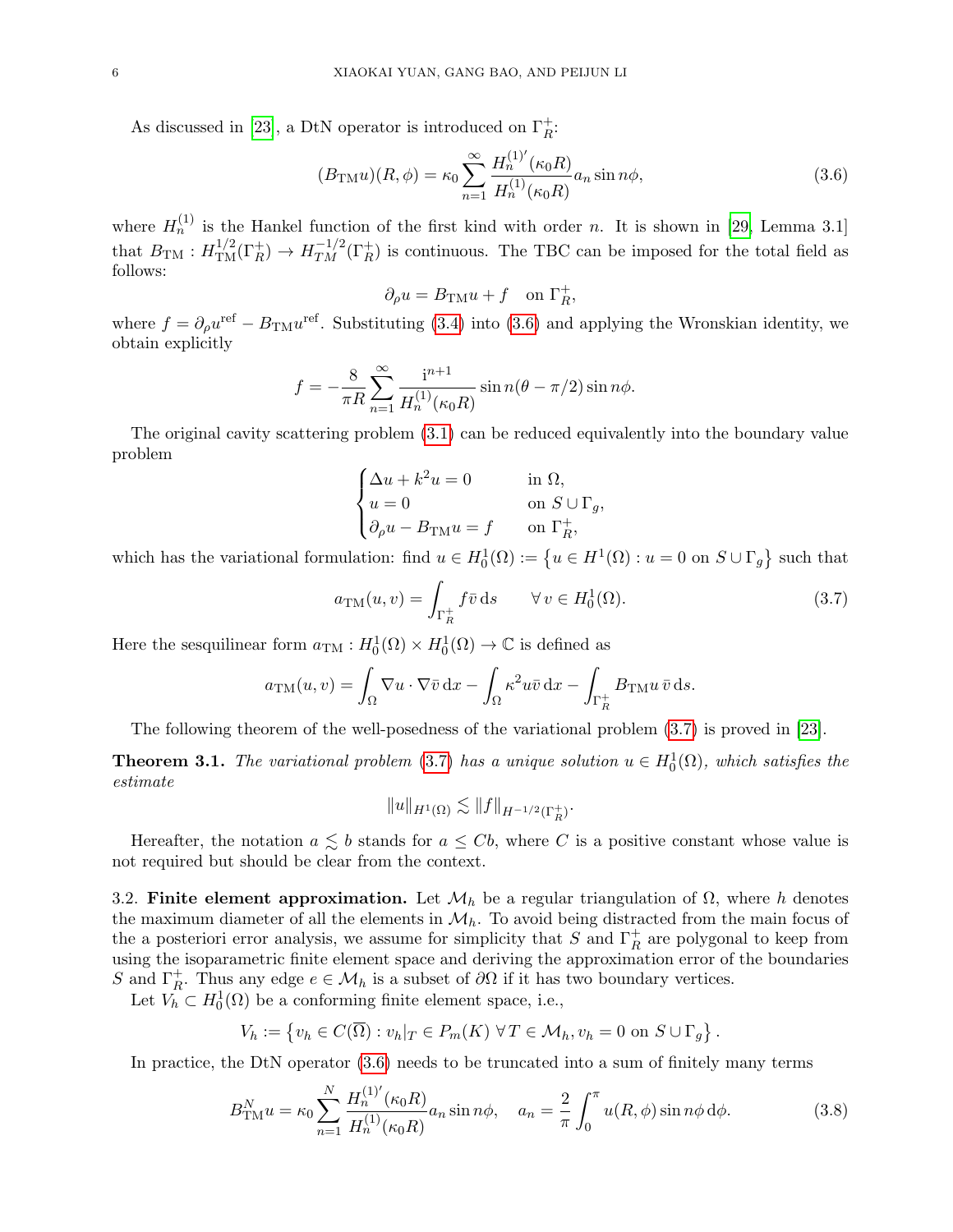As discussed in [23], a DtN operator is introduced on $\Gamma_R^+$:

$$
(B_{\rm TM}u)(R,\phi) = \kappa_0 \sum_{n=1}^{\infty} \frac{H_n^{(1)'}(\kappa_0 R)}{H_n^{(1)}(\kappa_0 R)} a_n \sin n\phi, \tag{3.6}
$$

where $H_n^{(1)}$ is the Hankel function of the first kind with order $n$. It is shown in [29, Lemma 3.1] that $B_{\rm TM} : H_{\rm TM}^{1/2}(\Gamma_R^+) \to H_{TM}^{-1/2}(\Gamma_R^+)$ is continuous. The TBC can be imposed for the total field as follows:

$$
\partial_\rho u = B_{\rm TM} u + f \quad \text{on } \Gamma_R^+,
$$

where $f = \partial_\rho u^{\rm ref} - B_{\rm TM} u^{\rm ref}$. Substituting (3.4) into (3.6) and applying the Wronskian identity, we obtain explicitly

$$
f = -\frac{8}{\pi R} \sum_{n=1}^{\infty} \frac{{\rm i}^{n+1}}{H_n^{(1)}(\kappa_0 R)} \sin n(\theta - \pi/2) \sin n\phi.
$$

The original cavity scattering problem (3.1) can be reduced equivalently into the boundary value problem

$$
\begin{cases}
\Delta u + k^2 u = 0 & \text{in } \Omega, \\
u = 0 & \text{on } S \cup \Gamma_g, \\
\partial_\rho u - B_{\rm TM} u = f & \text{on } \Gamma_R^+,
\end{cases}
$$

which has the variational formulation: find $u \in H_0^1(\Omega) := \left\{ u \in H^1(\Omega) : u = 0 \text{ on } S \cup \Gamma_g \right\}$ such that

$$
a_{\rm TM}(u, v) = \int_{\Gamma_R^+} f \bar{v} \, {\rm d}s \qquad \forall\, v \in H_0^1(\Omega). \tag{3.7}
$$

Here the sesquilinear form $a_{\rm TM} : H_0^1(\Omega) \times H_0^1(\Omega) \to \mathbb{C}$ is defined as

$$
a_{\rm TM}(u, v) = \int_\Omega \nabla u \cdot \nabla \bar{v} \, {\rm d}x - \int_\Omega \kappa^2 u \bar{v} \, {\rm d}x - \int_{\Gamma_R^+} B_{\rm TM} u \, \bar{v} \, {\rm d}s.
$$

The following theorem of the well-posedness of the variational problem (3.7) is proved in [23].

**Theorem 3.1.** *The variational problem* (3.7) *has a unique solution $u \in H_0^1(\Omega)$, which satisfies the estimate*

$$
\|u\|_{H^1(\Omega)} \lesssim \|f\|_{H^{-1/2}(\Gamma_R^+)}.
$$

Hereafter, the notation $a \lesssim b$ stands for $a \leq Cb$, where $C$ is a positive constant whose value is not required but should be clear from the context.

3.2. **Finite element approximation.** Let $\mathcal{M}_h$ be a regular triangulation of $\Omega$, where $h$ denotes the maximum diameter of all the elements in $\mathcal{M}_h$. To avoid being distracted from the main focus of the a posteriori error analysis, we assume for simplicity that $S$ and $\Gamma_R^+$ are polygonal to keep from using the isoparametric finite element space and deriving the approximation error of the boundaries $S$ and $\Gamma_R^+$. Thus any edge $e \in \mathcal{M}_h$ is a subset of $\partial\Omega$ if it has two boundary vertices.

Let $V_h \subset H_0^1(\Omega)$ be a conforming finite element space, i.e.,

$$
V_h := \left\{ v_h \in C(\overline{\Omega}) : v_h|_T \in P_m(K) \ \forall\, T \in \mathcal{M}_h, v_h = 0 \text{ on } S \cup \Gamma_g \right\}.
$$

In practice, the DtN operator (3.6) needs to be truncated into a sum of finitely many terms

$$
B_{\rm TM}^N u = \kappa_0 \sum_{n=1}^{N} \frac{H_n^{(1)'}(\kappa_0 R)}{H_n^{(1)}(\kappa_0 R)} a_n \sin n\phi, \quad a_n = \frac{2}{\pi} \int_0^\pi u(R,\phi) \sin n\phi \, {\rm d}\phi. \tag{3.8}
$$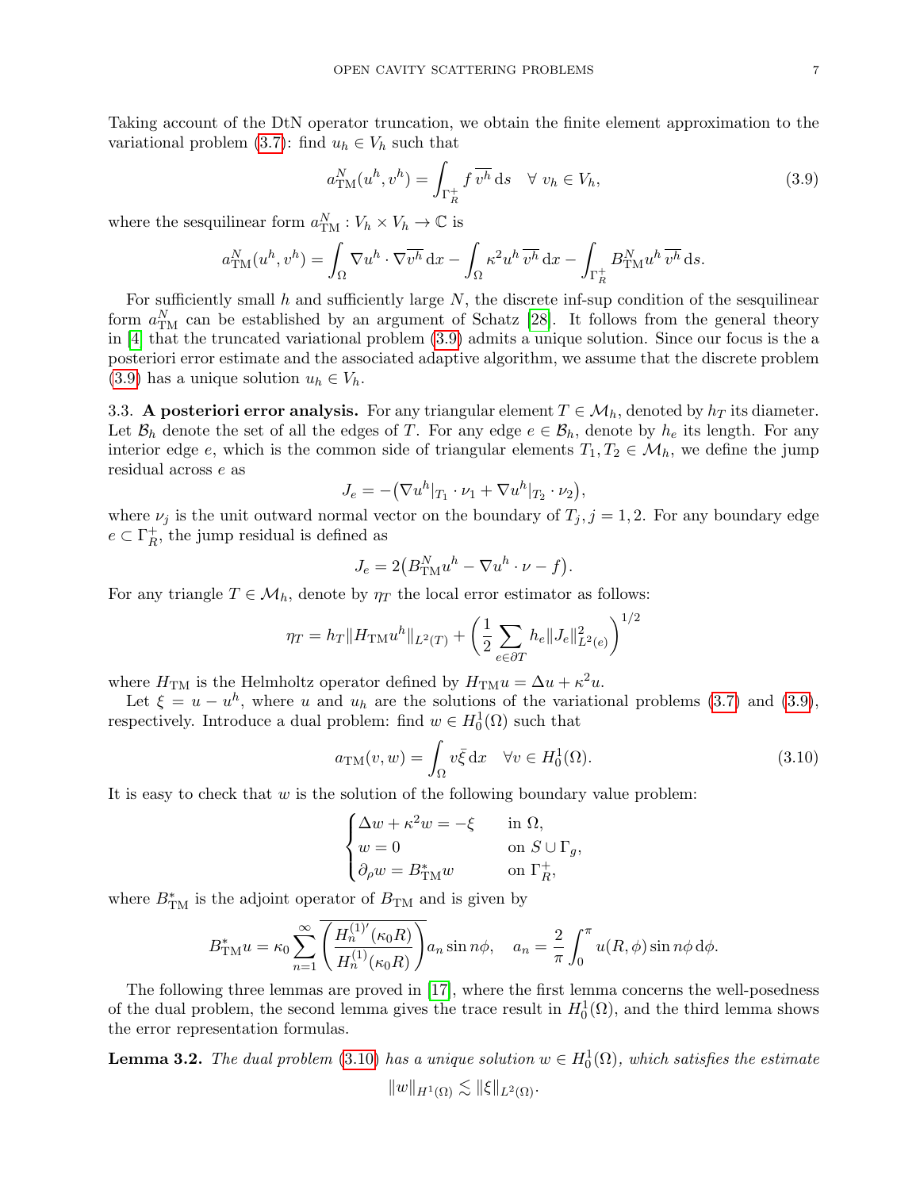Taking account of the DtN operator truncation, we obtain the finite element approximation to the variational problem (3.7): find $u_h \in V_h$ such that

$$a_{\rm TM}^N(u^h, v^h) = \int_{\Gamma_R^+} f\,\overline{v^h}\,{\rm d}s \quad \forall\ v_h \in V_h, \tag{3.9}$$

where the sesquilinear form $a_{\rm TM}^N : V_h \times V_h \to \mathbb{C}$ is

$$a_{\rm TM}^N(u^h, v^h) = \int_\Omega \nabla u^h \cdot \nabla \overline{v^h}\,{\rm d}x - \int_\Omega \kappa^2 u^h\,\overline{v^h}\,{\rm d}x - \int_{\Gamma_R^+} B_{\rm TM}^N u^h\,\overline{v^h}\,{\rm d}s.$$

For sufficiently small $h$ and sufficiently large $N$, the discrete inf-sup condition of the sesquilinear form $a_{\rm TM}^N$ can be established by an argument of Schatz [28]. It follows from the general theory in [4] that the truncated variational problem (3.9) admits a unique solution. Since our focus is the a posteriori error estimate and the associated adaptive algorithm, we assume that the discrete problem (3.9) has a unique solution $u_h \in V_h$.

### 3.3. A posteriori error analysis.

For any triangular element $T \in \mathcal{M}_h$, denoted by $h_T$ its diameter. Let $\mathcal{B}_h$ denote the set of all the edges of $T$. For any edge $e \in \mathcal{B}_h$, denote by $h_e$ its length. For any interior edge $e$, which is the common side of triangular elements $T_1, T_2 \in \mathcal{M}_h$, we define the jump residual across $e$ as

$$J_e = -\big(\nabla u^h|_{T_1} \cdot \nu_1 + \nabla u^h|_{T_2} \cdot \nu_2\big),$$

where $\nu_j$ is the unit outward normal vector on the boundary of $T_j, j = 1, 2$. For any boundary edge $e \subset \Gamma_R^+$, the jump residual is defined as

$$J_e = 2\big(B_{\rm TM}^N u^h - \nabla u^h \cdot \nu - f\big).$$

For any triangle $T \in \mathcal{M}_h$, denote by $\eta_T$ the local error estimator as follows:

$$\eta_T = h_T \|H_{\rm TM} u^h\|_{L^2(T)} + \Big(\frac{1}{2}\sum_{e \in \partial T} h_e \|J_e\|_{L^2(e)}^2\Big)^{1/2}$$

where $H_{\rm TM}$ is the Helmholtz operator defined by $H_{\rm TM} u = \Delta u + \kappa^2 u$.

Let $\xi = u - u^h$, where $u$ and $u_h$ are the solutions of the variational problems (3.7) and (3.9), respectively. Introduce a dual problem: find $w \in H_0^1(\Omega)$ such that

$$a_{\rm TM}(v, w) = \int_\Omega v\bar{\xi}\,{\rm d}x \quad \forall v \in H_0^1(\Omega). \tag{3.10}$$

It is easy to check that $w$ is the solution of the following boundary value problem:

$$\begin{cases} \Delta w + \kappa^2 w = -\xi & \text{in } \Omega, \\ w = 0 & \text{on } S \cup \Gamma_g, \\ \partial_\rho w = B_{\rm TM}^* w & \text{on } \Gamma_R^+, \end{cases}$$

where $B_{\rm TM}^*$ is the adjoint operator of $B_{\rm TM}$ and is given by

$$B_{\rm TM}^* u = \kappa_0 \sum_{n=1}^\infty \overline{\left(\frac{H_n^{(1)'}(\kappa_0 R)}{H_n^{(1)}(\kappa_0 R)}\right)} a_n \sin n\phi, \quad a_n = \frac{2}{\pi}\int_0^\pi u(R,\phi)\sin n\phi\,{\rm d}\phi.$$

The following three lemmas are proved in [17], where the first lemma concerns the well-posedness of the dual problem, the second lemma gives the trace result in $H_0^1(\Omega)$, and the third lemma shows the error representation formulas.

**Lemma 3.2.** *The dual problem (3.10) has a unique solution $w \in H_0^1(\Omega)$, which satisfies the estimate*

$$\|w\|_{H^1(\Omega)} \lesssim \|\xi\|_{L^2(\Omega)}.$$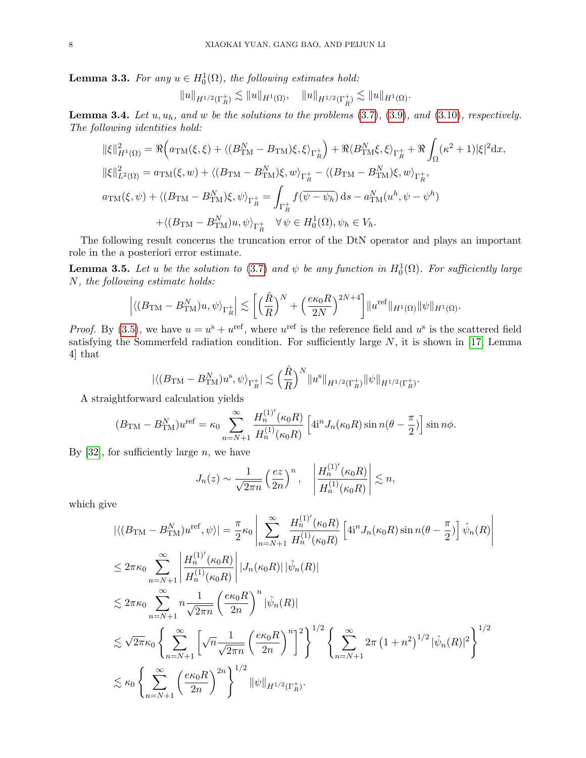**Lemma 3.3.** *For any $u \in H_0^1(\Omega)$, the following estimates hold:*

$$\|u\|_{H^{1/2}(\Gamma_R^+)} \lesssim \|u\|_{H^1(\Omega)}, \quad \|u\|_{H^{1/2}(\Gamma_{\hat{R}}^+)} \lesssim \|u\|_{H^1(\Omega)}.$$

**Lemma 3.4.** *Let $u, u_h$, and $w$ be the solutions to the problems (3.7), (3.9), and (3.10), respectively. The following identities hold:*

$$\|\xi\|^2_{H^1(\Omega)} = \Re\Big(a_{\rm TM}(\xi,\xi) + \langle (B^N_{\rm TM} - B_{\rm TM})\xi, \xi\rangle_{\Gamma_R^+}\Big) + \Re\langle B^N_{\rm TM}\xi, \xi\rangle_{\Gamma_R^+} + \Re\int_\Omega (\kappa^2+1)|\xi|^2 {\rm d}x,$$

$$\|\xi\|^2_{L^2(\Omega)} = a_{\rm TM}(\xi, w) + \langle (B_{\rm TM} - B^N_{\rm TM})\xi, w\rangle_{\Gamma_R^+} - \langle (B_{\rm TM} - B^N_{\rm TM})\xi, w\rangle_{\Gamma_R^+},$$

$$a_{\rm TM}(\xi,\psi) + \langle (B_{\rm TM} - B^N_{\rm TM})\xi, \psi\rangle_{\Gamma_R^+} = \int_{\Gamma_R^+} f(\overline{\psi - \psi_h})\,{\rm d}s - a^N_{\rm TM}(u^h, \psi - \psi^h)$$
$$+\langle (B_{\rm TM} - B^N_{\rm TM})u, \psi\rangle_{\Gamma_R^+} \quad \forall\, \psi \in H_0^1(\Omega), \psi_h \in V_h.$$

The following result concerns the truncation error of the DtN operator and plays an important role in the a posteriori error estimate.

**Lemma 3.5.** *Let $u$ be the solution to (3.7) and $\psi$ be any function in $H_0^1(\Omega)$. For sufficiently large $N$, the following estimate holds:*

$$\Big|\langle (B_{\rm TM} - B^N_{\rm TM})u, \psi\rangle_{\Gamma_R^+}\Big| \lesssim \left[\Big(\frac{\hat{R}}{R}\Big)^N + \Big(\frac{e\kappa_0 R}{2N}\Big)^{2N+4}\right]\|u^{\rm ref}\|_{H^1(\Omega)}\|\psi\|_{H^1(\Omega)}.$$

*Proof.* By (3.5), we have $u = u^{\rm s} + u^{\rm ref}$, where $u^{\rm ref}$ is the reference field and $u^{\rm s}$ is the scattered field satisfying the Sommerfeld radiation condition. For sufficiently large $N$, it is shown in [17, Lemma 4] that

$$|\langle (B_{\rm TM} - B^N_{\rm TM})u^{\rm s}, \psi\rangle_{\Gamma_R^+}| \lesssim \Big(\frac{\hat{R}}{R}\Big)^N \|u^{\rm s}\|_{H^{1/2}(\Gamma_R^+)}\|\psi\|_{H^{1/2}(\Gamma_R^+)}.$$

A straightforward calculation yields

$$(B_{\rm TM} - B^N_{\rm TM})u^{\rm ref} = \kappa_0 \sum_{n=N+1}^\infty \frac{H_n^{(1)'}(\kappa_0 R)}{H_n^{(1)}(\kappa_0 R)}\left[4{\rm i}^n J_n(\kappa_0 R)\sin n(\theta - \frac{\pi}{2})\right]\sin n\phi.$$

By [32], for sufficiently large $n$, we have

$$J_n(z) \sim \frac{1}{\sqrt{2\pi n}}\Big(\frac{ez}{2n}\Big)^n, \quad \left|\frac{H_n^{(1)'}(\kappa_0 R)}{H_n^{(1)}(\kappa_0 R)}\right| \lesssim n,$$

which give

$$|\langle (B_{\rm TM} - B^N_{\rm TM})u^{\rm ref}, \psi\rangle| = \frac{\pi}{2}\kappa_0\left|\sum_{n=N+1}^\infty \frac{H_n^{(1)'}(\kappa_0 R)}{H_n^{(1)}(\kappa_0 R)}\left[4{\rm i}^n J_n(\kappa_0 R)\sin n(\theta - \frac{\pi}{2})\right]\hat{\psi}_n(R)\right|$$

$$\le 2\pi\kappa_0 \sum_{n=N+1}^\infty \left|\frac{H_n^{(1)'}(\kappa_0 R)}{H_n^{(1)}(\kappa_0 R)}\right| |J_n(\kappa_0 R)|\,|\hat{\psi}_n(R)|$$

$$\lesssim 2\pi\kappa_0 \sum_{n=N+1}^\infty n\frac{1}{\sqrt{2\pi n}}\left(\frac{e\kappa_0 R}{2n}\right)^n |\hat{\psi}_n(R)|$$

$$\lesssim \sqrt{2\pi}\kappa_0\left\{\sum_{n=N+1}^\infty \left[\sqrt{n}\frac{1}{\sqrt{2\pi n}}\left(\frac{e\kappa_0 R}{2n}\right)^n\right]^2\right\}^{1/2}\left\{\sum_{n=N+1}^\infty 2\pi\left(1+n^2\right)^{1/2}|\hat{\psi}_n(R)|^2\right\}^{1/2}$$

$$\lesssim \kappa_0\left\{\sum_{n=N+1}^\infty \left(\frac{e\kappa_0 R}{2n}\right)^{2n}\right\}^{1/2}\|\psi\|_{H^{1/2}(\Gamma_R^+)}.$$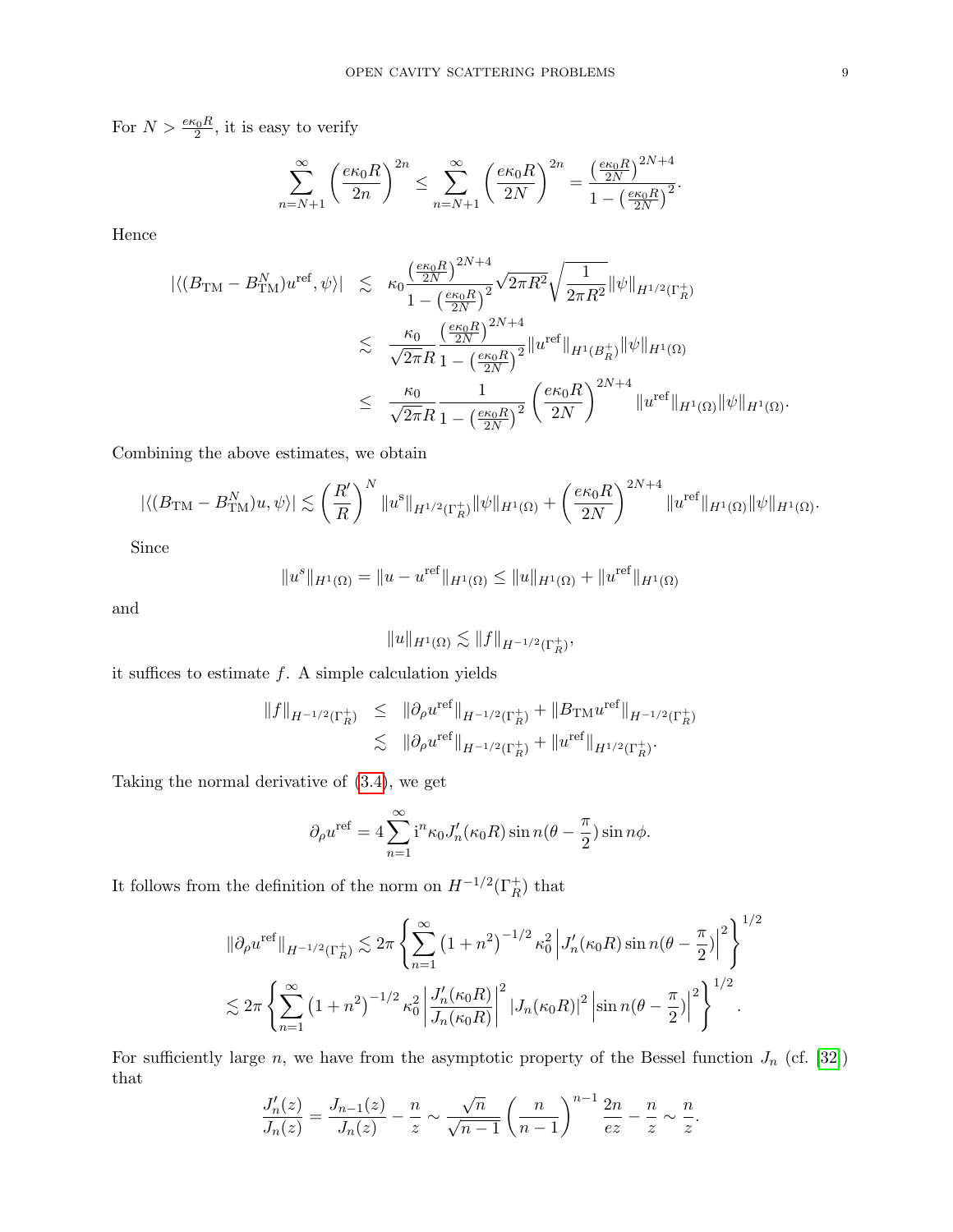For $N > \frac{e\kappa_0 R}{2}$, it is easy to verify

$$\sum_{n=N+1}^{\infty} \left(\frac{e\kappa_0 R}{2n}\right)^{2n} \leq \sum_{n=N+1}^{\infty} \left(\frac{e\kappa_0 R}{2N}\right)^{2n} = \frac{\left(\frac{e\kappa_0 R}{2N}\right)^{2N+4}}{1 - \left(\frac{e\kappa_0 R}{2N}\right)^2}.$$

Hence

$$\begin{aligned}
|\langle (B_{\rm TM} - B_{\rm TM}^N) u^{\rm ref}, \psi\rangle| &\lesssim \kappa_0 \frac{\left(\frac{e\kappa_0 R}{2N}\right)^{2N+4}}{1 - \left(\frac{e\kappa_0 R}{2N}\right)^2} \sqrt{2\pi R^2} \sqrt{\frac{1}{2\pi R^2}} \|\psi\|_{H^{1/2}(\Gamma_R^+)} \\
&\lesssim \frac{\kappa_0}{\sqrt{2\pi} R} \frac{\left(\frac{e\kappa_0 R}{2N}\right)^{2N+4}}{1 - \left(\frac{e\kappa_0 R}{2N}\right)^2} \|u^{\rm ref}\|_{H^1(B_R^+)} \|\psi\|_{H^1(\Omega)} \\
&\leq \frac{\kappa_0}{\sqrt{2\pi} R} \frac{1}{1 - \left(\frac{e\kappa_0 R}{2N}\right)^2} \left(\frac{e\kappa_0 R}{2N}\right)^{2N+4} \|u^{\rm ref}\|_{H^1(\Omega)} \|\psi\|_{H^1(\Omega)}.
\end{aligned}$$

Combining the above estimates, we obtain

$$|\langle (B_{\rm TM} - B_{\rm TM}^N) u, \psi\rangle| \lesssim \left(\frac{R'}{R}\right)^N \|u^{\rm s}\|_{H^{1/2}(\Gamma_R^+)} \|\psi\|_{H^1(\Omega)} + \left(\frac{e\kappa_0 R}{2N}\right)^{2N+4} \|u^{\rm ref}\|_{H^1(\Omega)} \|\psi\|_{H^1(\Omega)}.$$

Since

$$\|u^s\|_{H^1(\Omega)} = \|u - u^{\rm ref}\|_{H^1(\Omega)} \leq \|u\|_{H^1(\Omega)} + \|u^{\rm ref}\|_{H^1(\Omega)}$$

and

$$\|u\|_{H^1(\Omega)} \lesssim \|f\|_{H^{-1/2}(\Gamma_R^+)},$$

it suffices to estimate $f$. A simple calculation yields

$$\begin{aligned}
\|f\|_{H^{-1/2}(\Gamma_R^+)} &\leq \|\partial_\rho u^{\rm ref}\|_{H^{-1/2}(\Gamma_R^+)} + \|B_{\rm TM} u^{\rm ref}\|_{H^{-1/2}(\Gamma_R^+)} \\
&\lesssim \|\partial_\rho u^{\rm ref}\|_{H^{-1/2}(\Gamma_R^+)} + \|u^{\rm ref}\|_{H^{1/2}(\Gamma_R^+)}.
\end{aligned}$$

Taking the normal derivative of (3.4), we get

$$\partial_\rho u^{\rm ref} = 4 \sum_{n=1}^{\infty} {\rm i}^n \kappa_0 J_n'(\kappa_0 R) \sin n(\theta - \frac{\pi}{2}) \sin n\phi.$$

It follows from the definition of the norm on $H^{-1/2}(\Gamma_R^+)$ that

$$\begin{aligned}
&\|\partial_\rho u^{\rm ref}\|_{H^{-1/2}(\Gamma_R^+)} \lesssim 2\pi \left\{ \sum_{n=1}^{\infty} \left(1 + n^2\right)^{-1/2} \kappa_0^2 \left| J_n'(\kappa_0 R) \sin n(\theta - \frac{\pi}{2})\right|^2 \right\}^{1/2} \\
&\lesssim 2\pi \left\{ \sum_{n=1}^{\infty} \left(1 + n^2\right)^{-1/2} \kappa_0^2 \left| \frac{J_n'(\kappa_0 R)}{J_n(\kappa_0 R)}\right|^2 |J_n(\kappa_0 R)|^2 \left|\sin n(\theta - \frac{\pi}{2})\right|^2 \right\}^{1/2}.
\end{aligned}$$

For sufficiently large $n$, we have from the asymptotic property of the Bessel function $J_n$ (cf. [32]) that

$$\frac{J_n'(z)}{J_n(z)} = \frac{J_{n-1}(z)}{J_n(z)} - \frac{n}{z} \sim \frac{\sqrt{n}}{\sqrt{n-1}} \left(\frac{n}{n-1}\right)^{n-1} \frac{2n}{ez} - \frac{n}{z} \sim \frac{n}{z}.$$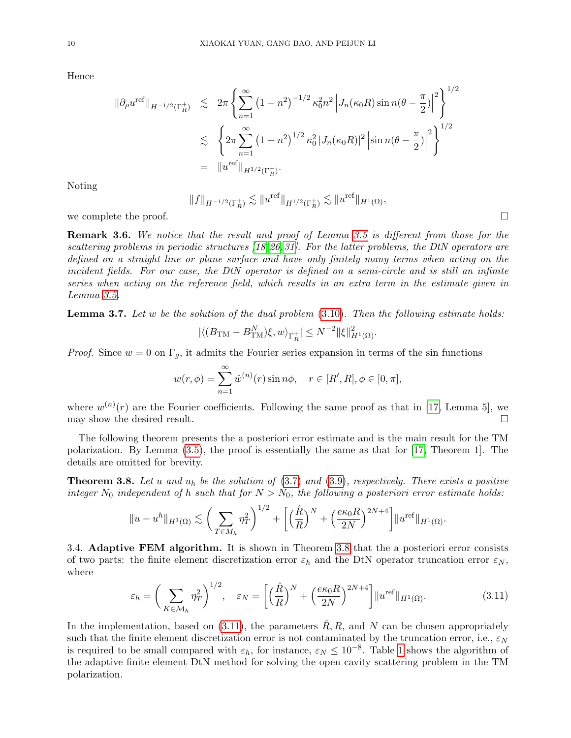Hence

$$
\begin{aligned}
\|\partial_\rho u^{\rm ref}\|_{H^{-1/2}(\Gamma_R^+)} &\lesssim 2\pi\left\{\sum_{n=1}^{\infty}\left(1+n^2\right)^{-1/2}\kappa_0^2 n^2\left|J_n(\kappa_0 R)\sin n(\theta-\frac{\pi}{2})\right|^2\right\}^{1/2}\\
&\lesssim \left\{2\pi\sum_{n=1}^{\infty}\left(1+n^2\right)^{1/2}\kappa_0^2\left|J_n(\kappa_0 R)\right|^2\left|\sin n(\theta-\frac{\pi}{2})\right|^2\right\}^{1/2}\\
&= \|u^{\rm ref}\|_{H^{1/2}(\Gamma_R^+)}.
\end{aligned}
$$

Noting

$$
\|f\|_{H^{-1/2}(\Gamma_R^+)} \lesssim \|u^{\rm ref}\|_{H^{1/2}(\Gamma_R^+)} \lesssim \|u^{\rm ref}\|_{H^1(\Omega)},
$$

we complete the proof. □

**Remark 3.6.** *We notice that the result and proof of Lemma 3.5 is different from those for the scattering problems in periodic structures [18, 26, 31]. For the latter problems, the DtN operators are defined on a straight line or plane surface and have only finitely many terms when acting on the incident fields. For our case, the DtN operator is defined on a semi-circle and is still an infinite series when acting on the reference field, which results in an extra term in the estimate given in Lemma 3.5.*

**Lemma 3.7.** *Let $w$ be the solution of the dual problem (3.10). Then the following estimate holds:*

$$
|\langle (B_{\rm TM}-B_{\rm TM}^N)\xi, w\rangle_{\Gamma_R^+}| \leq N^{-2}\|\xi\|^2_{H^1(\Omega)}.
$$

*Proof.* Since $w=0$ on $\Gamma_g$, it admits the Fourier series expansion in terms of the sin functions

$$
w(r,\phi)=\sum_{n=1}^{\infty}\hat{w}^{(n)}(r)\sin n\phi, \quad r\in[R',R], \phi\in[0,\pi],
$$

where $w^{(n)}(r)$ are the Fourier coefficients. Following the same proof as that in [17, Lemma 5], we may show the desired result. □

The following theorem presents the a posteriori error estimate and is the main result for the TM polarization. By Lemma (3.5), the proof is essentially the same as that for [17, Theorem 1]. The details are omitted for brevity.

**Theorem 3.8.** *Let $u$ and $u_h$ be the solution of (3.7) and (3.9), respectively. There exists a positive integer $N_0$ independent of $h$ such that for $N > N_0$, the following a posteriori error estimate holds:*

$$
\|u-u^h\|_{H^1(\Omega)} \lesssim \left(\sum_{T\in M_h}\eta_T^2\right)^{1/2} + \left[\left(\frac{\hat{R}}{R}\right)^N + \left(\frac{e\kappa_0 R}{2N}\right)^{2N+4}\right]\|u^{\rm ref}\|_{H^1(\Omega)}.
$$

3.4. **Adaptive FEM algorithm.** It is shown in Theorem 3.8 that the a posteriori error consists of two parts: the finite element discretization error $\varepsilon_h$ and the DtN operator truncation error $\varepsilon_N$, where

$$
\varepsilon_h = \left(\sum_{K\in\mathcal{M}_h}\eta_T^2\right)^{1/2}, \quad \varepsilon_N = \left[\left(\frac{\hat{R}}{R}\right)^N + \left(\frac{e\kappa_0 R}{2N}\right)^{2N+4}\right]\|u^{\rm ref}\|_{H^1(\Omega)}. \tag{3.11}
$$

In the implementation, based on (3.11), the parameters $\hat{R}, R$, and $N$ can be chosen appropriately such that the finite element discretization error is not contaminated by the truncation error, i.e., $\varepsilon_N$ is required to be small compared with $\varepsilon_h$, for instance, $\varepsilon_N \leq 10^{-8}$. Table 1 shows the algorithm of the adaptive finite element DtN method for solving the open cavity scattering problem in the TM polarization.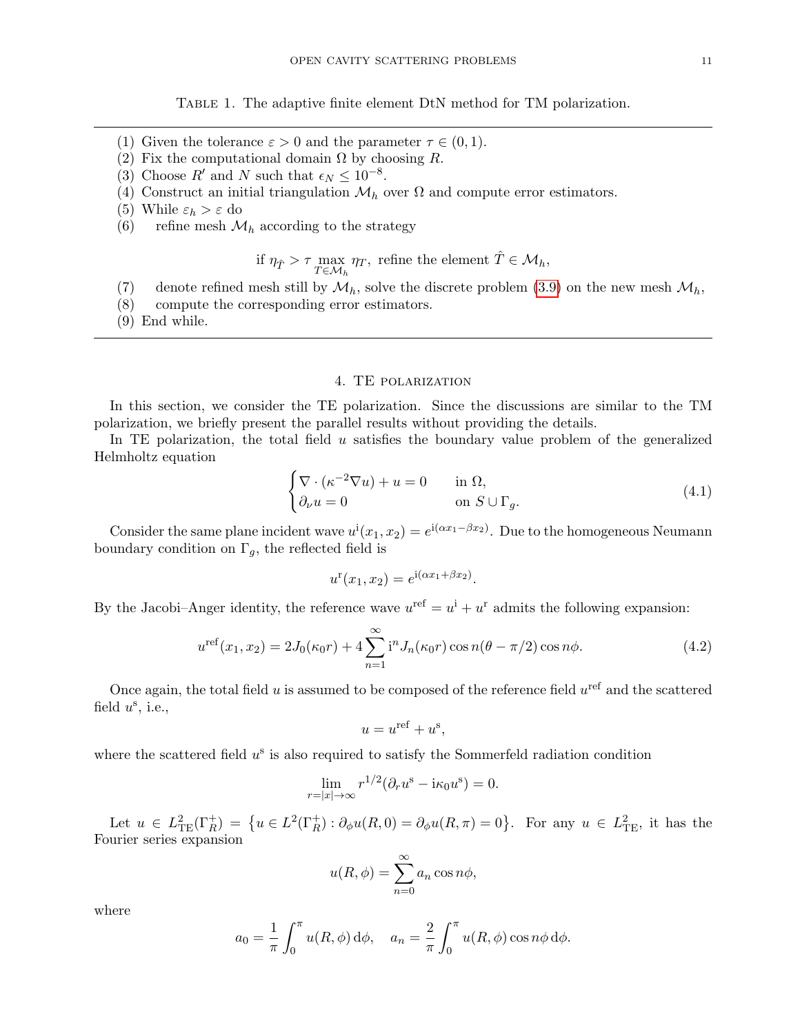Table 1. The adaptive finite element DtN method for TM polarization.

(1) Given the tolerance $\varepsilon > 0$ and the parameter $\tau \in (0, 1)$.
(2) Fix the computational domain $\Omega$ by choosing $R$.
(3) Choose $R'$ and $N$ such that $\epsilon_N \leq 10^{-8}$.
(4) Construct an initial triangulation $\mathcal{M}_h$ over $\Omega$ and compute error estimators.
(5) While $\varepsilon_h > \varepsilon$ do
(6) refine mesh $\mathcal{M}_h$ according to the strategy

$$\text{if } \eta_{\hat{T}} > \tau \max_{T \in \mathcal{M}_h} \eta_T, \text{ refine the element } \hat{T} \in \mathcal{M}_h,$$

(7) denote refined mesh still by $\mathcal{M}_h$, solve the discrete problem (3.9) on the new mesh $\mathcal{M}_h$,
(8) compute the corresponding error estimators.
(9) End while.

## 4. TE polarization

In this section, we consider the TE polarization. Since the discussions are similar to the TM polarization, we briefly present the parallel results without providing the details.

In TE polarization, the total field $u$ satisfies the boundary value problem of the generalized Helmholtz equation

$$\begin{cases} \nabla \cdot (\kappa^{-2} \nabla u) + u = 0 & \text{in } \Omega, \\ \partial_\nu u = 0 & \text{on } S \cup \Gamma_g. \end{cases} \tag{4.1}$$

Consider the same plane incident wave $u^{\mathrm{i}}(x_1, x_2) = e^{\mathrm{i}(\alpha x_1 - \beta x_2)}$. Due to the homogeneous Neumann boundary condition on $\Gamma_g$, the reflected field is

$$u^{\mathrm{r}}(x_1, x_2) = e^{\mathrm{i}(\alpha x_1 + \beta x_2)}.$$

By the Jacobi–Anger identity, the reference wave $u^{\mathrm{ref}} = u^{\mathrm{i}} + u^{\mathrm{r}}$ admits the following expansion:

$$u^{\mathrm{ref}}(x_1, x_2) = 2J_0(\kappa_0 r) + 4 \sum_{n=1}^{\infty} \mathrm{i}^n J_n(\kappa_0 r) \cos n(\theta - \pi/2) \cos n\phi. \tag{4.2}$$

Once again, the total field $u$ is assumed to be composed of the reference field $u^{\mathrm{ref}}$ and the scattered field $u^{\mathrm{s}}$, i.e.,

$$u = u^{\mathrm{ref}} + u^{\mathrm{s}},$$

where the scattered field $u^{\mathrm{s}}$ is also required to satisfy the Sommerfeld radiation condition

$$\lim_{r=|x|\to\infty} r^{1/2}(\partial_r u^{\mathrm{s}} - \mathrm{i}\kappa_0 u^{\mathrm{s}}) = 0.$$

Let $u \in L^2_{\mathrm{TE}}(\Gamma_R^+) = \left\{ u \in L^2(\Gamma_R^+) : \partial_\phi u(R, 0) = \partial_\phi u(R, \pi) = 0 \right\}$. For any $u \in L^2_{\mathrm{TE}}$, it has the Fourier series expansion

$$u(R, \phi) = \sum_{n=0}^{\infty} a_n \cos n\phi,$$

where

$$a_0 = \frac{1}{\pi} \int_0^\pi u(R, \phi) \, \mathrm{d}\phi, \quad a_n = \frac{2}{\pi} \int_0^\pi u(R, \phi) \cos n\phi \, \mathrm{d}\phi.$$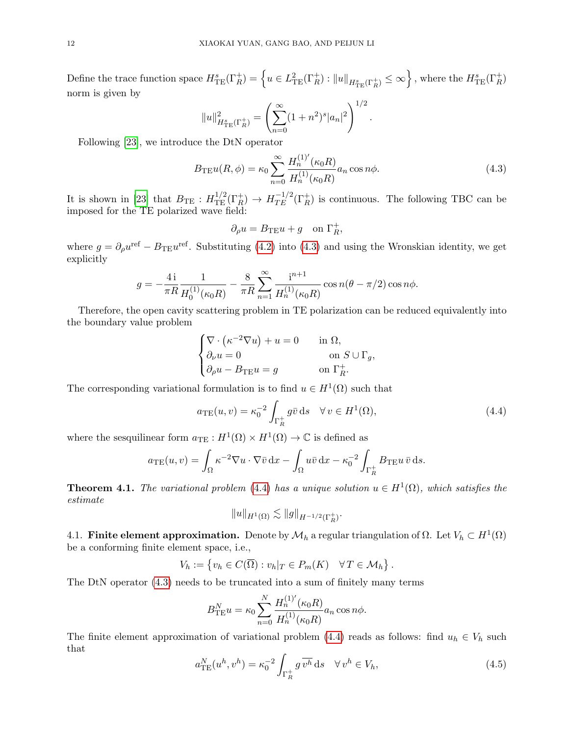Define the trace function space $H^s_{\rm TE}(\Gamma_R^+) = \left\{ u \in L^2_{\rm TE}(\Gamma_R^+) : \|u\|_{H^s_{\rm TE}(\Gamma_R^+)} \leq \infty \right\}$, where the $H^s_{\rm TE}(\Gamma_R^+)$ norm is given by

$$\|u\|^2_{H^s_{\rm TE}(\Gamma_R^+)} = \left( \sum_{n=0}^{\infty} (1+n^2)^s |a_n|^2 \right)^{1/2}.$$

Following [23], we introduce the DtN operator

$$B_{\rm TE} u(R,\phi) = \kappa_0 \sum_{n=0}^{\infty} \frac{H_n^{(1)'}(\kappa_0 R)}{H_n^{(1)}(\kappa_0 R)} a_n \cos n\phi. \tag{4.3}$$

It is shown in [23] that $B_{\rm TE} : H^{1/2}_{\rm TE}(\Gamma_R^+) \to H^{-1/2}_{TE}(\Gamma_R^+)$ is continuous. The following TBC can be imposed for the TE polarized wave field:

$$\partial_\rho u = B_{\rm TE} u + g \quad \text{on } \Gamma_R^+,$$

where $g = \partial_\rho u^{\rm ref} - B_{\rm TE} u^{\rm ref}$. Substituting (4.2) into (4.3) and using the Wronskian identity, we get explicitly

$$g = -\frac{4\,{\rm i}}{\pi R} \frac{1}{H_0^{(1)}(\kappa_0 R)} - \frac{8}{\pi R} \sum_{n=1}^{\infty} \frac{{\rm i}^{n+1}}{H_n^{(1)}(\kappa_0 R)} \cos n(\theta - \pi/2) \cos n\phi.$$

Therefore, the open cavity scattering problem in TE polarization can be reduced equivalently into the boundary value problem

$$\begin{cases} \nabla \cdot \left( \kappa^{-2} \nabla u \right) + u = 0 & \text{in } \Omega, \\ \partial_\nu u = 0 & \text{on } S \cup \Gamma_g, \\ \partial_\rho u - B_{\rm TE} u = g & \text{on } \Gamma_R^+. \end{cases}$$

The corresponding variational formulation is to find $u \in H^1(\Omega)$ such that

$$a_{\rm TE}(u,v) = \kappa_0^{-2} \int_{\Gamma_R^+} g \bar{v} \, {\rm d}s \quad \forall\, v \in H^1(\Omega), \tag{4.4}$$

where the sesquilinear form $a_{\rm TE} : H^1(\Omega) \times H^1(\Omega) \to \mathbb{C}$ is defined as

$$a_{\rm TE}(u,v) = \int_\Omega \kappa^{-2} \nabla u \cdot \nabla \bar{v} \, {\rm d}x - \int_\Omega u \bar{v} \, {\rm d}x - \kappa_0^{-2} \int_{\Gamma_R^+} B_{\rm TE} u \, \bar{v} \, {\rm d}s.$$

**Theorem 4.1.** *The variational problem (4.4) has a unique solution $u \in H^1(\Omega)$, which satisfies the estimate*

$$\|u\|_{H^1(\Omega)} \lesssim \|g\|_{H^{-1/2}(\Gamma_R^+)}.$$

4.1. **Finite element approximation.** Denote by $\mathcal{M}_h$ a regular triangulation of $\Omega$. Let $V_h \subset H^1(\Omega)$ be a conforming finite element space, i.e.,

$$V_h := \left\{ v_h \in C(\overline{\Omega}) : v_h|_T \in P_m(K) \quad \forall\, T \in \mathcal{M}_h \right\}.$$

The DtN operator (4.3) needs to be truncated into a sum of finitely many terms

$$B^N_{\rm TE} u = \kappa_0 \sum_{n=0}^{N} \frac{H_n^{(1)'}(\kappa_0 R)}{H_n^{(1)}(\kappa_0 R)} a_n \cos n\phi.$$

The finite element approximation of variational problem (4.4) reads as follows: find $u_h \in V_h$ such that

$$a^N_{\rm TE}(u^h, v^h) = \kappa_0^{-2} \int_{\Gamma_R^+} g \, \overline{v^h} \, {\rm d}s \quad \forall\, v^h \in V_h, \tag{4.5}$$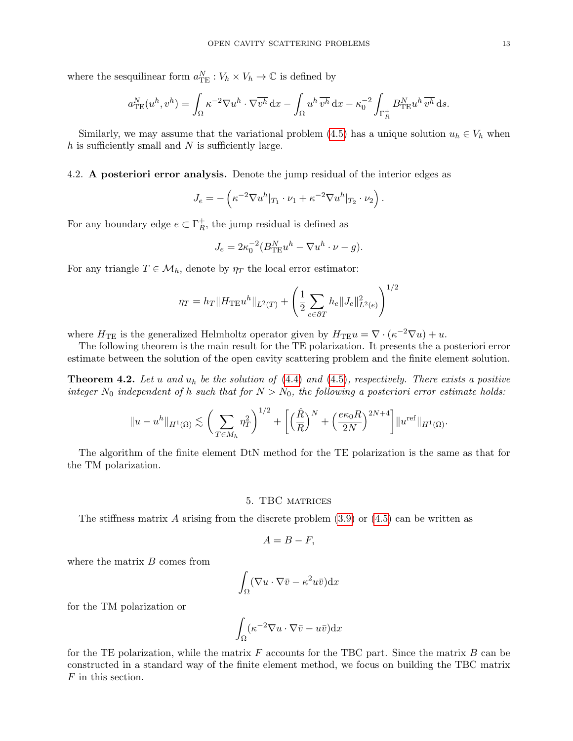where the sesquilinear form $a_{\rm TE}^N : V_h \times V_h \to \mathbb{C}$ is defined by

$$a_{\rm TE}^N(u^h, v^h) = \int_\Omega \kappa^{-2} \nabla u^h \cdot \nabla \overline{v^h}\, {\rm d}x - \int_\Omega u^h\, \overline{v^h}\, {\rm d}x - \kappa_0^{-2} \int_{\Gamma_R^+} B_{\rm TE}^N u^h\, \overline{v^h}\, {\rm d}s.$$

Similarly, we may assume that the variational problem (4.5) has a unique solution $u_h \in V_h$ when $h$ is sufficiently small and $N$ is sufficiently large.

### 4.2. A posteriori error analysis.

Denote the jump residual of the interior edges as

$$J_e = -\left(\kappa^{-2} \nabla u^h|_{T_1} \cdot \nu_1 + \kappa^{-2} \nabla u^h|_{T_2} \cdot \nu_2\right).$$

For any boundary edge $e \subset \Gamma_R^+$, the jump residual is defined as

$$J_e = 2\kappa_0^{-2}(B_{\rm TE}^N u^h - \nabla u^h \cdot \nu - g).$$

For any triangle $T \in \mathcal{M}_h$, denote by $\eta_T$ the local error estimator:

$$\eta_T = h_T \|H_{\rm TE} u^h\|_{L^2(T)} + \left(\frac{1}{2} \sum_{e \in \partial T} h_e \|J_e\|_{L^2(e)}^2\right)^{1/2}$$

where $H_{\rm TE}$ is the generalized Helmholtz operator given by $H_{\rm TE} u = \nabla \cdot (\kappa^{-2} \nabla u) + u$.

The following theorem is the main result for the TE polarization. It presents the a posteriori error estimate between the solution of the open cavity scattering problem and the finite element solution.

**Theorem 4.2.** *Let $u$ and $u_h$ be the solution of (4.4) and (4.5), respectively. There exists a positive integer $N_0$ independent of $h$ such that for $N > N_0$, the following a posteriori error estimate holds:*

$$\|u - u^h\|_{H^1(\Omega)} \lesssim \left(\sum_{T \in M_h} \eta_T^2\right)^{1/2} + \left[\left(\frac{\hat{R}}{R}\right)^N + \left(\frac{e\kappa_0 R}{2N}\right)^{2N+4}\right] \|u^{\rm ref}\|_{H^1(\Omega)}.$$

The algorithm of the finite element DtN method for the TE polarization is the same as that for the TM polarization.

## 5. TBC matrices

The stiffness matrix $A$ arising from the discrete problem (3.9) or (4.5) can be written as

$$A = B - F,$$

where the matrix $B$ comes from

$$\int_\Omega (\nabla u \cdot \nabla \bar{v} - \kappa^2 u \bar{v}) {\rm d}x$$

for the TM polarization or

$$\int_\Omega (\kappa^{-2} \nabla u \cdot \nabla \bar{v} - u \bar{v}) {\rm d}x$$

for the TE polarization, while the matrix $F$ accounts for the TBC part. Since the matrix $B$ can be constructed in a standard way of the finite element method, we focus on building the TBC matrix $F$ in this section.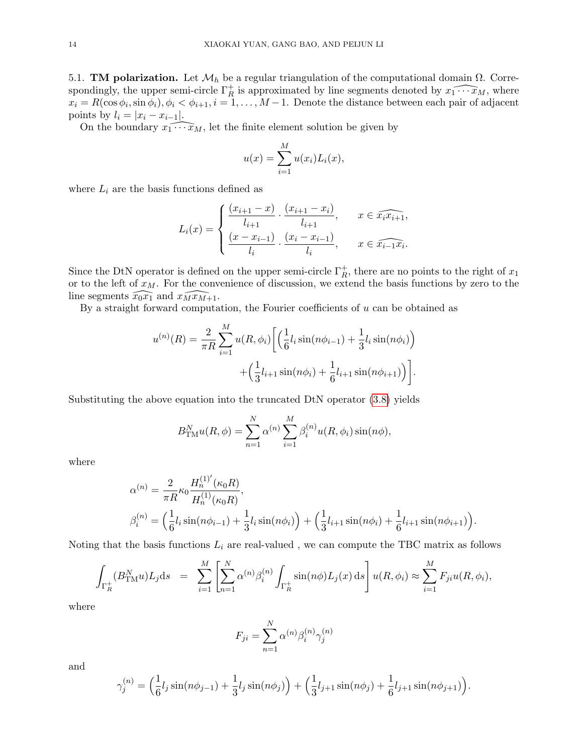5.1. **TM polarization.** Let $\mathcal{M}_h$ be a regular triangulation of the computational domain $\Omega$. Correspondingly, the upper semi-circle $\Gamma_R^+$ is approximated by line segments denoted by $\widehat{x_1 \cdots x_M}$, where $x_i = R(\cos\phi_i, \sin\phi_i), \phi_i < \phi_{i+1}, i = 1, \ldots, M-1$. Denote the distance between each pair of adjacent points by $l_i = |x_i - x_{i-1}|$.

On the boundary $\widehat{x_1 \cdots x_M}$, let the finite element solution be given by

$$u(x) = \sum_{i=1}^{M} u(x_i) L_i(x),$$

where $L_i$ are the basis functions defined as

$$L_i(x) = \begin{cases} \dfrac{(x_{i+1} - x)}{l_{i+1}} \cdot \dfrac{(x_{i+1} - x_i)}{l_{i+1}}, & x \in \widehat{x_i x_{i+1}}, \\ \dfrac{(x - x_{i-1})}{l_i} \cdot \dfrac{(x_i - x_{i-1})}{l_i}, & x \in \widehat{x_{i-1} x_i}. \end{cases}$$

Since the DtN operator is defined on the upper semi-circle $\Gamma_R^+$, there are no points to the right of $x_1$ or to the left of $x_M$. For the convenience of discussion, we extend the basis functions by zero to the line segments $\widehat{x_0 x_1}$ and $\widehat{x_M x_{M+1}}$.

By a straight forward computation, the Fourier coefficients of $u$ can be obtained as

$$u^{(n)}(R) = \frac{2}{\pi R} \sum_{i=1}^{M} u(R, \phi_i) \Big[ \Big( \frac{1}{6} l_i \sin(n\phi_{i-1}) + \frac{1}{3} l_i \sin(n\phi_i) \Big) + \Big( \frac{1}{3} l_{i+1} \sin(n\phi_i) + \frac{1}{6} l_{i+1} \sin(n\phi_{i+1}) \Big) \Big].$$

Substituting the above equation into the truncated DtN operator (3.8) yields

$$B_{\rm TM}^N u(R, \phi) = \sum_{n=1}^{N} \alpha^{(n)} \sum_{i=1}^{M} \beta_i^{(n)} u(R, \phi_i) \sin(n\phi),$$

where

$$\alpha^{(n)} = \frac{2}{\pi R} \kappa_0 \frac{H_n^{(1)'}(\kappa_0 R)}{H_n^{(1)}(\kappa_0 R)},$$

$$\beta_i^{(n)} = \Big( \frac{1}{6} l_i \sin(n\phi_{i-1}) + \frac{1}{3} l_i \sin(n\phi_i) \Big) + \Big( \frac{1}{3} l_{i+1} \sin(n\phi_i) + \frac{1}{6} l_{i+1} \sin(n\phi_{i+1}) \Big).$$

Noting that the basis functions $L_i$ are real-valued , we can compute the TBC matrix as follows

$$\int_{\Gamma_R^+} (B_{\rm TM}^N u) L_j {\rm d}s \;=\; \sum_{i=1}^{M} \left[ \sum_{n=1}^{N} \alpha^{(n)} \beta_i^{(n)} \int_{\Gamma_R^+} \sin(n\phi) L_j(x) \,{\rm d}s \right] u(R, \phi_i) \approx \sum_{i=1}^{M} F_{ji} u(R, \phi_i),$$

where

$$F_{ji} = \sum_{n=1}^{N} \alpha^{(n)} \beta_i^{(n)} \gamma_j^{(n)}$$

and

$$\gamma_j^{(n)} = \Big( \frac{1}{6} l_j \sin(n\phi_{j-1}) + \frac{1}{3} l_j \sin(n\phi_j) \Big) + \Big( \frac{1}{3} l_{j+1} \sin(n\phi_j) + \frac{1}{6} l_{j+1} \sin(n\phi_{j+1}) \Big).$$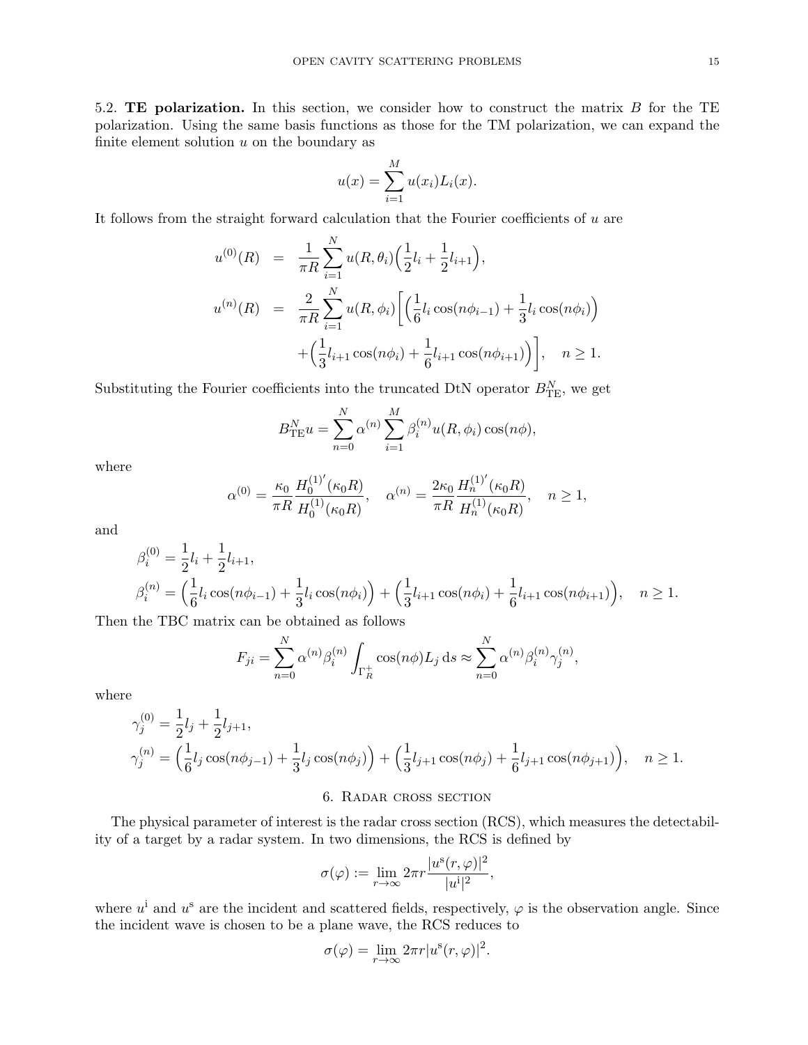5.2. **TE polarization.** In this section, we consider how to construct the matrix $B$ for the TE polarization. Using the same basis functions as those for the TM polarization, we can expand the finite element solution $u$ on the boundary as

$$u(x) = \sum_{i=1}^{M} u(x_i) L_i(x).$$

It follows from the straight forward calculation that the Fourier coefficients of $u$ are

$$\begin{aligned}
u^{(0)}(R) &= \frac{1}{\pi R} \sum_{i=1}^{N} u(R, \theta_i) \Big( \frac{1}{2} l_i + \frac{1}{2} l_{i+1} \Big), \\
u^{(n)}(R) &= \frac{2}{\pi R} \sum_{i=1}^{N} u(R, \phi_i) \Big[ \Big( \frac{1}{6} l_i \cos(n\phi_{i-1}) + \frac{1}{3} l_i \cos(n\phi_i) \Big) \\
&\quad + \Big( \frac{1}{3} l_{i+1} \cos(n\phi_i) + \frac{1}{6} l_{i+1} \cos(n\phi_{i+1}) \Big) \Big], \quad n \geq 1.
\end{aligned}$$

Substituting the Fourier coefficients into the truncated DtN operator $B_{\rm TE}^N$, we get

$$B_{\rm TE}^N u = \sum_{n=0}^{N} \alpha^{(n)} \sum_{i=1}^{M} \beta_i^{(n)} u(R, \phi_i) \cos(n\phi),$$

where

$$\alpha^{(0)} = \frac{\kappa_0}{\pi R} \frac{H_0^{(1)'}(\kappa_0 R)}{H_0^{(1)}(\kappa_0 R)}, \quad \alpha^{(n)} = \frac{2\kappa_0}{\pi R} \frac{H_n^{(1)'}(\kappa_0 R)}{H_n^{(1)}(\kappa_0 R)}, \quad n \geq 1,$$

and

$$\begin{aligned}
&\beta_i^{(0)} = \frac{1}{2} l_i + \frac{1}{2} l_{i+1}, \\
&\beta_i^{(n)} = \Big( \frac{1}{6} l_i \cos(n\phi_{i-1}) + \frac{1}{3} l_i \cos(n\phi_i) \Big) + \Big( \frac{1}{3} l_{i+1} \cos(n\phi_i) + \frac{1}{6} l_{i+1} \cos(n\phi_{i+1}) \Big), \quad n \geq 1.
\end{aligned}$$

Then the TBC matrix can be obtained as follows

$$F_{ji} = \sum_{n=0}^{N} \alpha^{(n)} \beta_i^{(n)} \int_{\Gamma_R^+} \cos(n\phi) L_j \, {\rm d}s \approx \sum_{n=0}^{N} \alpha^{(n)} \beta_i^{(n)} \gamma_j^{(n)},$$

where

$$\begin{aligned}
&\gamma_j^{(0)} = \frac{1}{2} l_j + \frac{1}{2} l_{j+1}, \\
&\gamma_j^{(n)} = \Big( \frac{1}{6} l_j \cos(n\phi_{j-1}) + \frac{1}{3} l_j \cos(n\phi_j) \Big) + \Big( \frac{1}{3} l_{j+1} \cos(n\phi_j) + \frac{1}{6} l_{j+1} \cos(n\phi_{j+1}) \Big), \quad n \geq 1.
\end{aligned}$$

## 6. Radar cross section

The physical parameter of interest is the radar cross section (RCS), which measures the detectability of a target by a radar system. In two dimensions, the RCS is defined by

$$\sigma(\varphi) := \lim_{r \to \infty} 2\pi r \frac{|u^{\rm s}(r, \varphi)|^2}{|u^{\rm i}|^2},$$

where $u^{\rm i}$ and $u^{\rm s}$ are the incident and scattered fields, respectively, $\varphi$ is the observation angle. Since the incident wave is chosen to be a plane wave, the RCS reduces to

$$\sigma(\varphi) = \lim_{r \to \infty} 2\pi r |u^{\rm s}(r, \varphi)|^2.$$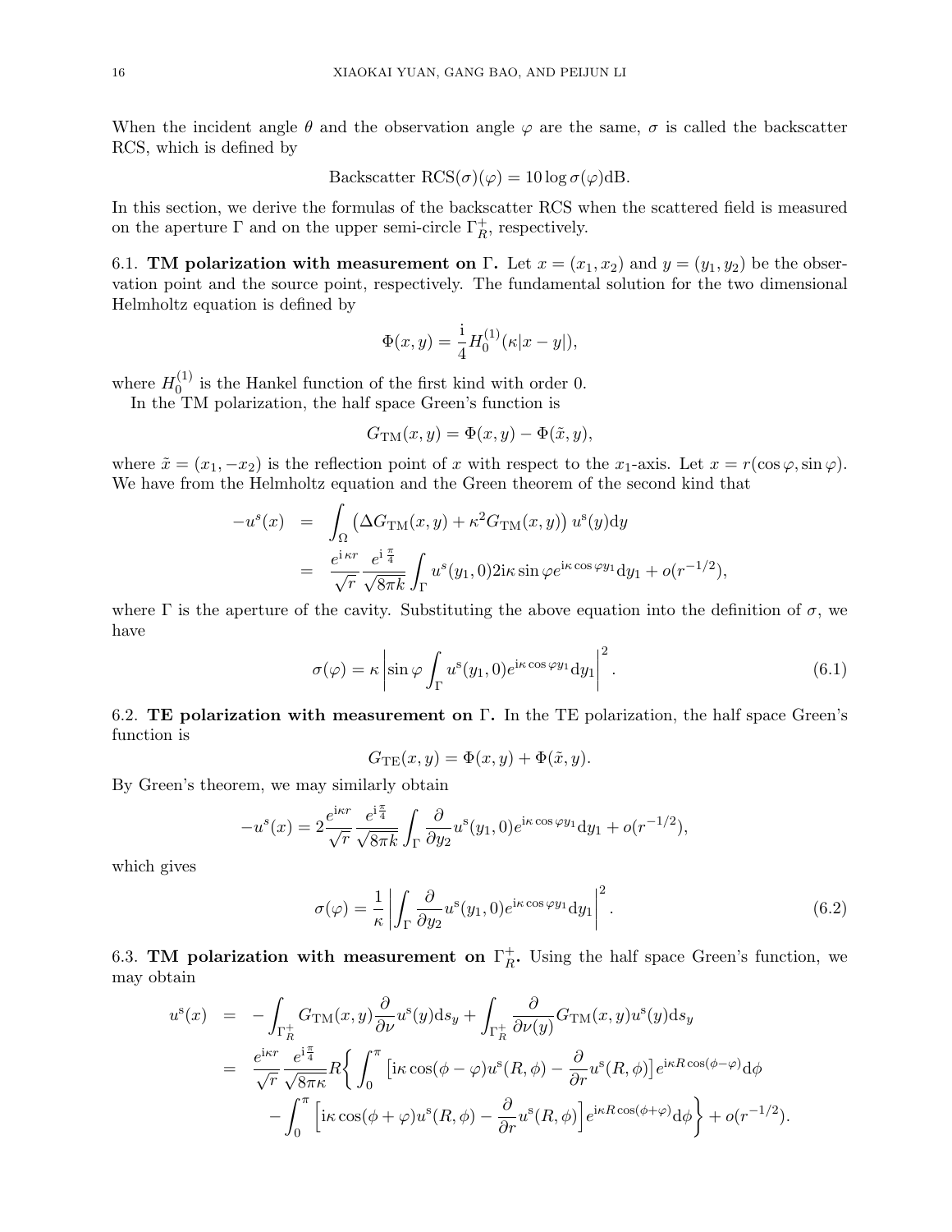When the incident angle $\theta$ and the observation angle $\varphi$ are the same, $\sigma$ is called the backscatter RCS, which is defined by

$$\text{Backscatter RCS}(\sigma)(\varphi) = 10 \log \sigma(\varphi)\text{dB}.$$

In this section, we derive the formulas of the backscatter RCS when the scattered field is measured on the aperture $\Gamma$ and on the upper semi-circle $\Gamma_R^+$, respectively.

6.1. **TM polarization with measurement on $\Gamma$.** Let $x = (x_1, x_2)$ and $y = (y_1, y_2)$ be the observation point and the source point, respectively. The fundamental solution for the two dimensional Helmholtz equation is defined by

$$\Phi(x, y) = \frac{\mathrm{i}}{4} H_0^{(1)}(\kappa|x - y|),$$

where $H_0^{(1)}$ is the Hankel function of the first kind with order 0.

In the TM polarization, the half space Green's function is

$$G_{\mathrm{TM}}(x, y) = \Phi(x, y) - \Phi(\tilde{x}, y),$$

where $\tilde{x} = (x_1, -x_2)$ is the reflection point of $x$ with respect to the $x_1$-axis. Let $x = r(\cos\varphi, \sin\varphi)$. We have from the Helmholtz equation and the Green theorem of the second kind that

$$\begin{aligned}
-u^s(x) &= \int_\Omega \left(\Delta G_{\mathrm{TM}}(x, y) + \kappa^2 G_{\mathrm{TM}}(x, y)\right) u^s(y)\mathrm{d}y \\
&= \frac{e^{\mathrm{i}\kappa r}}{\sqrt{r}} \frac{e^{\mathrm{i}\frac{\pi}{4}}}{\sqrt{8\pi k}} \int_\Gamma u^s(y_1, 0) 2\mathrm{i}\kappa \sin\varphi e^{\mathrm{i}\kappa\cos\varphi y_1} \mathrm{d}y_1 + o(r^{-1/2}),
\end{aligned}$$

where $\Gamma$ is the aperture of the cavity. Substituting the above equation into the definition of $\sigma$, we have

$$\sigma(\varphi) = \kappa \left| \sin\varphi \int_\Gamma u^s(y_1, 0) e^{\mathrm{i}\kappa\cos\varphi y_1} \mathrm{d}y_1 \right|^2. \tag{6.1}$$

6.2. **TE polarization with measurement on $\Gamma$.** In the TE polarization, the half space Green's function is

$$G_{\mathrm{TE}}(x, y) = \Phi(x, y) + \Phi(\tilde{x}, y).$$

By Green's theorem, we may similarly obtain

$$-u^s(x) = 2\frac{e^{\mathrm{i}\kappa r}}{\sqrt{r}} \frac{e^{\mathrm{i}\frac{\pi}{4}}}{\sqrt{8\pi k}} \int_\Gamma \frac{\partial}{\partial y_2} u^s(y_1, 0) e^{\mathrm{i}\kappa\cos\varphi y_1} \mathrm{d}y_1 + o(r^{-1/2}),$$

which gives

$$\sigma(\varphi) = \frac{1}{\kappa} \left| \int_\Gamma \frac{\partial}{\partial y_2} u^s(y_1, 0) e^{\mathrm{i}\kappa\cos\varphi y_1} \mathrm{d}y_1 \right|^2. \tag{6.2}$$

6.3. **TM polarization with measurement on $\Gamma_R^+$.** Using the half space Green's function, we may obtain

$$\begin{aligned}
u^s(x) &= -\int_{\Gamma_R^+} G_{\mathrm{TM}}(x, y) \frac{\partial}{\partial \nu} u^s(y) \mathrm{d}s_y + \int_{\Gamma_R^+} \frac{\partial}{\partial \nu(y)} G_{\mathrm{TM}}(x, y) u^s(y) \mathrm{d}s_y \\
&= \frac{e^{\mathrm{i}\kappa r}}{\sqrt{r}} \frac{e^{\mathrm{i}\frac{\pi}{4}}}{\sqrt{8\pi\kappa}} R \bigg\{ \int_0^\pi \left[\mathrm{i}\kappa\cos(\phi - \varphi) u^s(R, \phi) - \frac{\partial}{\partial r} u^s(R, \phi)\right] e^{\mathrm{i}\kappa R\cos(\phi - \varphi)} \mathrm{d}\phi \\
&\quad - \int_0^\pi \left[\mathrm{i}\kappa\cos(\phi + \varphi) u^s(R, \phi) - \frac{\partial}{\partial r} u^s(R, \phi)\right] e^{\mathrm{i}\kappa R\cos(\phi + \varphi)} \mathrm{d}\phi \bigg\} + o(r^{-1/2}).
\end{aligned}$$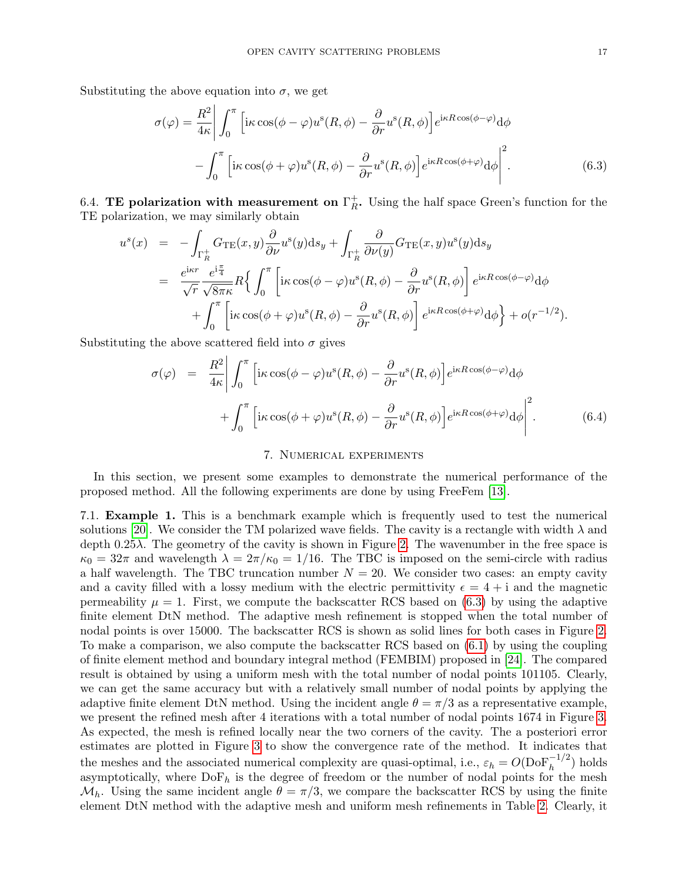Substituting the above equation into $\sigma$, we get

$$
\begin{aligned}
\sigma(\varphi) = \frac{R^2}{4\kappa}\bigg| \int_0^\pi \Big[\mathrm{i}\kappa\cos(\phi-\varphi)u^{\mathrm{s}}(R,\phi) - \frac{\partial}{\partial r}u^{\mathrm{s}}(R,\phi)\Big] e^{\mathrm{i}\kappa R\cos(\phi-\varphi)}\mathrm{d}\phi \\
- \int_0^\pi \Big[\mathrm{i}\kappa\cos(\phi+\varphi)u^{\mathrm{s}}(R,\phi) - \frac{\partial}{\partial r}u^{\mathrm{s}}(R,\phi)\Big] e^{\mathrm{i}\kappa R\cos(\phi+\varphi)}\mathrm{d}\phi\bigg|^2. \qquad (6.3)
\end{aligned}
$$

6.4. **TE polarization with measurement on $\Gamma_R^+$.** Using the half space Green's function for the TE polarization, we may similarly obtain

$$
\begin{aligned}
u^{\mathrm{s}}(x) &= -\int_{\Gamma_R^+} G_{\mathrm{TE}}(x,y)\frac{\partial}{\partial\nu}u^{\mathrm{s}}(y)\mathrm{d}s_y + \int_{\Gamma_R^+}\frac{\partial}{\partial\nu(y)}G_{\mathrm{TE}}(x,y)u^{\mathrm{s}}(y)\mathrm{d}s_y \\
&= \frac{e^{\mathrm{i}\kappa r}}{\sqrt{r}}\frac{e^{\mathrm{i}\frac{\pi}{4}}}{\sqrt{8\pi\kappa}}R\Big\{\int_0^\pi \Big[\mathrm{i}\kappa\cos(\phi-\varphi)u^{\mathrm{s}}(R,\phi) - \frac{\partial}{\partial r}u^{\mathrm{s}}(R,\phi)\Big] e^{\mathrm{i}\kappa R\cos(\phi-\varphi)}\mathrm{d}\phi \\
&\quad + \int_0^\pi \Big[\mathrm{i}\kappa\cos(\phi+\varphi)u^{\mathrm{s}}(R,\phi) - \frac{\partial}{\partial r}u^{\mathrm{s}}(R,\phi)\Big] e^{\mathrm{i}\kappa R\cos(\phi+\varphi)}\mathrm{d}\phi\Big\} + o(r^{-1/2}).
\end{aligned}
$$

Substituting the above scattered field into $\sigma$ gives

$$
\begin{aligned}
\sigma(\varphi) &= \frac{R^2}{4\kappa}\bigg| \int_0^\pi \Big[\mathrm{i}\kappa\cos(\phi-\varphi)u^{\mathrm{s}}(R,\phi) - \frac{\partial}{\partial r}u^{\mathrm{s}}(R,\phi)\Big] e^{\mathrm{i}\kappa R\cos(\phi-\varphi)}\mathrm{d}\phi \\
&\quad + \int_0^\pi \Big[\mathrm{i}\kappa\cos(\phi+\varphi)u^{\mathrm{s}}(R,\phi) - \frac{\partial}{\partial r}u^{\mathrm{s}}(R,\phi)\Big] e^{\mathrm{i}\kappa R\cos(\phi+\varphi)}\mathrm{d}\phi\bigg|^2. \qquad (6.4)
\end{aligned}
$$

## 7. Numerical experiments

In this section, we present some examples to demonstrate the numerical performance of the proposed method. All the following experiments are done by using FreeFem [13].

7.1. **Example 1.** This is a benchmark example which is frequently used to test the numerical solutions [20]. We consider the TM polarized wave fields. The cavity is a rectangle with width $\lambda$ and depth $0.25\lambda$. The geometry of the cavity is shown in Figure 2. The wavenumber in the free space is $\kappa_0 = 32\pi$ and wavelength $\lambda = 2\pi/\kappa_0 = 1/16$. The TBC is imposed on the semi-circle with radius a half wavelength. The TBC truncation number $N = 20$. We consider two cases: an empty cavity and a cavity filled with a lossy medium with the electric permittivity $\epsilon = 4 + \mathrm{i}$ and the magnetic permeability $\mu = 1$. First, we compute the backscatter RCS based on (6.3) by using the adaptive finite element DtN method. The adaptive mesh refinement is stopped when the total number of nodal points is over 15000. The backscatter RCS is shown as solid lines for both cases in Figure 2. To make a comparison, we also compute the backscatter RCS based on (6.1) by using the coupling of finite element method and boundary integral method (FEMBIM) proposed in [24]. The compared result is obtained by using a uniform mesh with the total number of nodal points 101105. Clearly, we can get the same accuracy but with a relatively small number of nodal points by applying the adaptive finite element DtN method. Using the incident angle $\theta = \pi/3$ as a representative example, we present the refined mesh after 4 iterations with a total number of nodal points 1674 in Figure 3. As expected, the mesh is refined locally near the two corners of the cavity. The a posteriori error estimates are plotted in Figure 3 to show the convergence rate of the method. It indicates that the meshes and the associated numerical complexity are quasi-optimal, i.e., $\varepsilon_h = O(\mathrm{DoF}_h^{-1/2})$ holds asymptotically, where $\mathrm{DoF}_h$ is the degree of freedom or the number of nodal points for the mesh $\mathcal{M}_h$. Using the same incident angle $\theta = \pi/3$, we compare the backscatter RCS by using the finite element DtN method with the adaptive mesh and uniform mesh refinements in Table 2. Clearly, it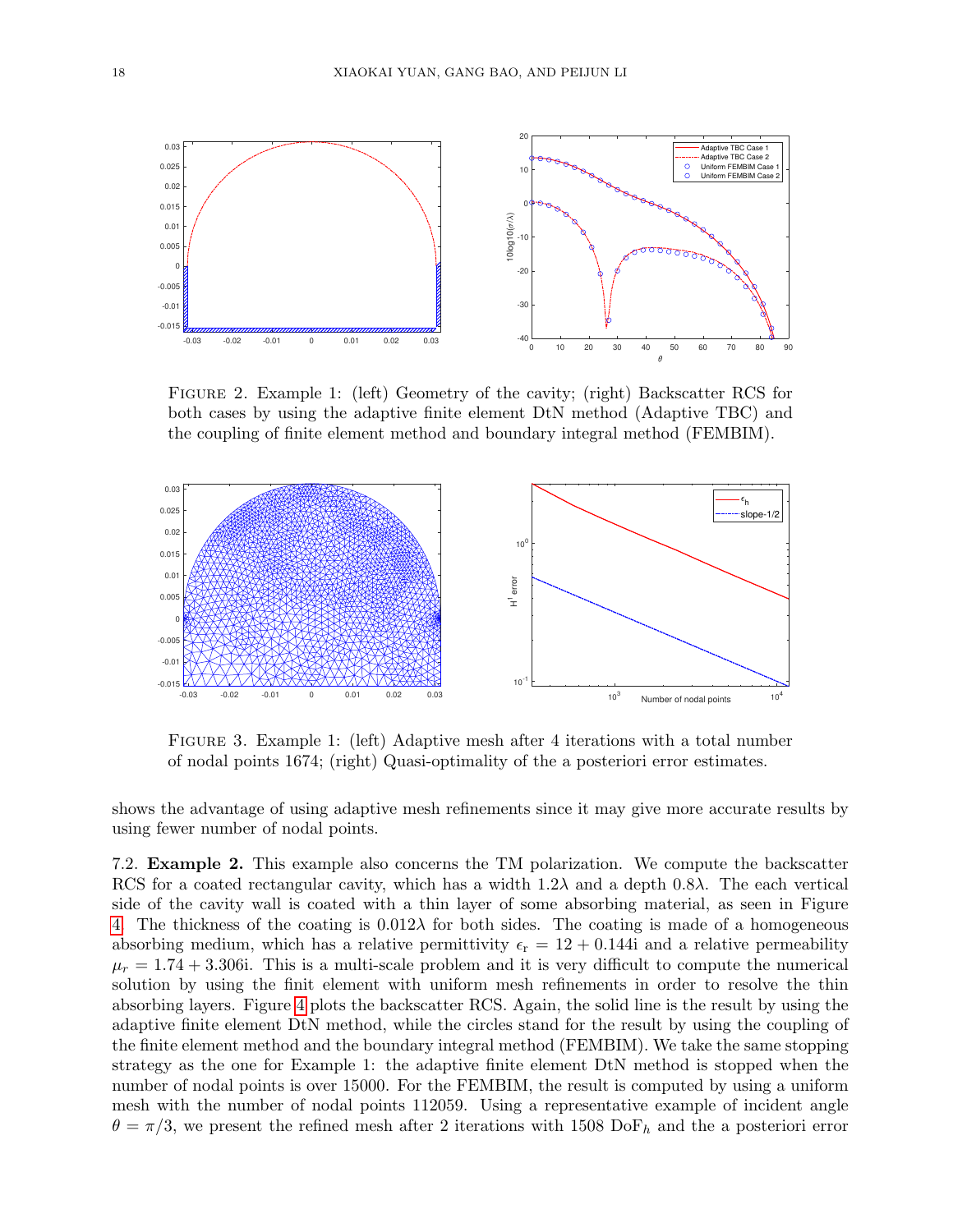FIGURE 2. Example 1: (left) Geometry of the cavity; (right) Backscatter RCS for both cases by using the adaptive finite element DtN method (Adaptive TBC) and the coupling of finite element method and boundary integral method (FEMBIM).

FIGURE 3. Example 1: (left) Adaptive mesh after 4 iterations with a total number of nodal points 1674; (right) Quasi-optimality of the a posteriori error estimates.

shows the advantage of using adaptive mesh refinements since it may give more accurate results by using fewer number of nodal points.

7.2. **Example 2.** This example also concerns the TM polarization. We compute the backscatter RCS for a coated rectangular cavity, which has a width $1.2\lambda$ and a depth $0.8\lambda$. The each vertical side of the cavity wall is coated with a thin layer of some absorbing material, as seen in Figure 4. The thickness of the coating is $0.012\lambda$ for both sides. The coating is made of a homogeneous absorbing medium, which has a relative permittivity $\epsilon_{\rm r} = 12 + 0.144{\rm i}$ and a relative permeability $\mu_r = 1.74 + 3.306{\rm i}$. This is a multi-scale problem and it is very difficult to compute the numerical solution by using the finit element with uniform mesh refinements in order to resolve the thin absorbing layers. Figure 4 plots the backscatter RCS. Again, the solid line is the result by using the adaptive finite element DtN method, while the circles stand for the result by using the coupling of the finite element method and the boundary integral method (FEMBIM). We take the same stopping strategy as the one for Example 1: the adaptive finite element DtN method is stopped when the number of nodal points is over 15000. For the FEMBIM, the result is computed by using a uniform mesh with the number of nodal points 112059. Using a representative example of incident angle $\theta = \pi/3$, we present the refined mesh after 2 iterations with 1508 $\text{DoF}_h$ and the a posteriori error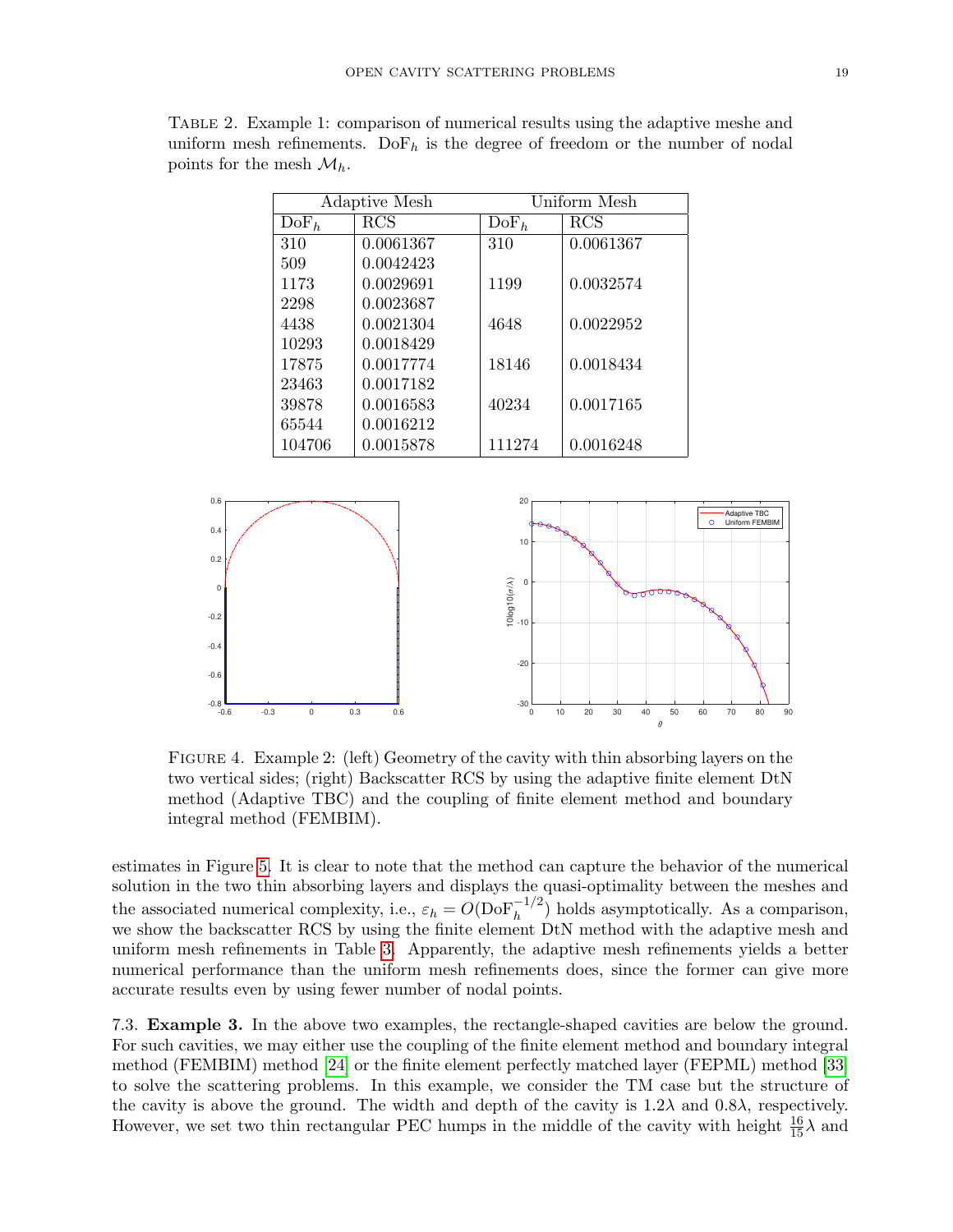Table 2. Example 1: comparison of numerical results using the adaptive meshe and uniform mesh refinements. $\text{DoF}_h$ is the degree of freedom or the number of nodal points for the mesh $\mathcal{M}_h$.

| Adaptive Mesh | | Uniform Mesh | |
|---|---|---|---|
| $\text{DoF}_h$ | RCS | $\text{DoF}_h$ | RCS |
| 310 | 0.0061367 | 310 | 0.0061367 |
| 509 | 0.0042423 | | |
| 1173 | 0.0029691 | 1199 | 0.0032574 |
| 2298 | 0.0023687 | | |
| 4438 | 0.0021304 | 4648 | 0.0022952 |
| 10293 | 0.0018429 | | |
| 17875 | 0.0017774 | 18146 | 0.0018434 |
| 23463 | 0.0017182 | | |
| 39878 | 0.0016583 | 40234 | 0.0017165 |
| 65544 | 0.0016212 | | |
| 104706 | 0.0015878 | 111274 | 0.0016248 |

Figure 4. Example 2: (left) Geometry of the cavity with thin absorbing layers on the two vertical sides; (right) Backscatter RCS by using the adaptive finite element DtN method (Adaptive TBC) and the coupling of finite element method and boundary integral method (FEMBIM).

estimates in Figure 5. It is clear to note that the method can capture the behavior of the numerical solution in the two thin absorbing layers and displays the quasi-optimality between the meshes and the associated numerical complexity, i.e., $\varepsilon_h = O(\text{DoF}_h^{-1/2})$ holds asymptotically. As a comparison, we show the backscatter RCS by using the finite element DtN method with the adaptive mesh and uniform mesh refinements in Table 3. Apparently, the adaptive mesh refinements yields a better numerical performance than the uniform mesh refinements does, since the former can give more accurate results even by using fewer number of nodal points.

7.3. **Example 3.** In the above two examples, the rectangle-shaped cavities are below the ground. For such cavities, we may either use the coupling of the finite element method and boundary integral method (FEMBIM) method [24] or the finite element perfectly matched layer (FEPML) method [33] to solve the scattering problems. In this example, we consider the TM case but the structure of the cavity is above the ground. The width and depth of the cavity is $1.2\lambda$ and $0.8\lambda$, respectively. However, we set two thin rectangular PEC humps in the middle of the cavity with height $\frac{16}{15}\lambda$ and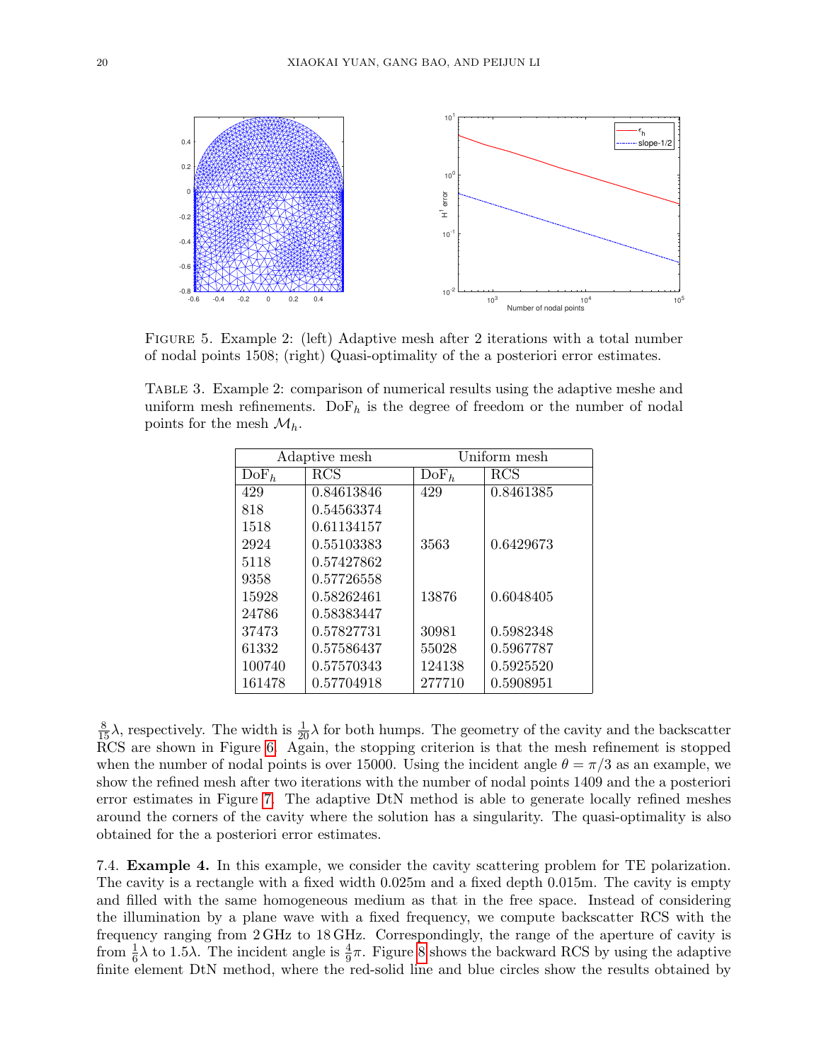FIGURE 5. Example 2: (left) Adaptive mesh after 2 iterations with a total number of nodal points 1508; (right) Quasi-optimality of the a posteriori error estimates.

TABLE 3. Example 2: comparison of numerical results using the adaptive meshe and uniform mesh refinements. $\mathrm{DoF}_h$ is the degree of freedom or the number of nodal points for the mesh $\mathcal{M}_h$.

| Adaptive mesh | | Uniform mesh | |
|---|---|---|---|
| $\mathrm{DoF}_h$ | RCS | $\mathrm{DoF}_h$ | RCS |
| 429 | 0.84613846 | 429 | 0.8461385 |
| 818 | 0.54563374 | | |
| 1518 | 0.61134157 | | |
| 2924 | 0.55103383 | 3563 | 0.6429673 |
| 5118 | 0.57427862 | | |
| 9358 | 0.57726558 | | |
| 15928 | 0.58262461 | 13876 | 0.6048405 |
| 24786 | 0.58383447 | | |
| 37473 | 0.57827731 | 30981 | 0.5982348 |
| 61332 | 0.57586437 | 55028 | 0.5967787 |
| 100740 | 0.57570343 | 124138 | 0.5925520 |
| 161478 | 0.57704918 | 277710 | 0.5908951 |

$\frac{8}{15}\lambda$, respectively. The width is $\frac{1}{20}\lambda$ for both humps. The geometry of the cavity and the backscatter RCS are shown in Figure 6. Again, the stopping criterion is that the mesh refinement is stopped when the number of nodal points is over 15000. Using the incident angle $\theta = \pi/3$ as an example, we show the refined mesh after two iterations with the number of nodal points 1409 and the a posteriori error estimates in Figure 7. The adaptive DtN method is able to generate locally refined meshes around the corners of the cavity where the solution has a singularity. The quasi-optimality is also obtained for the a posteriori error estimates.

7.4. **Example 4.** In this example, we consider the cavity scattering problem for TE polarization. The cavity is a rectangle with a fixed width 0.025m and a fixed depth 0.015m. The cavity is empty and filled with the same homogeneous medium as that in the free space. Instead of considering the illumination by a plane wave with a fixed frequency, we compute backscatter RCS with the frequency ranging from 2 GHz to 18 GHz. Correspondingly, the range of the aperture of cavity is from $\frac{1}{6}\lambda$ to $1.5\lambda$. The incident angle is $\frac{4}{9}\pi$. Figure 8 shows the backward RCS by using the adaptive finite element DtN method, where the red-solid line and blue circles show the results obtained by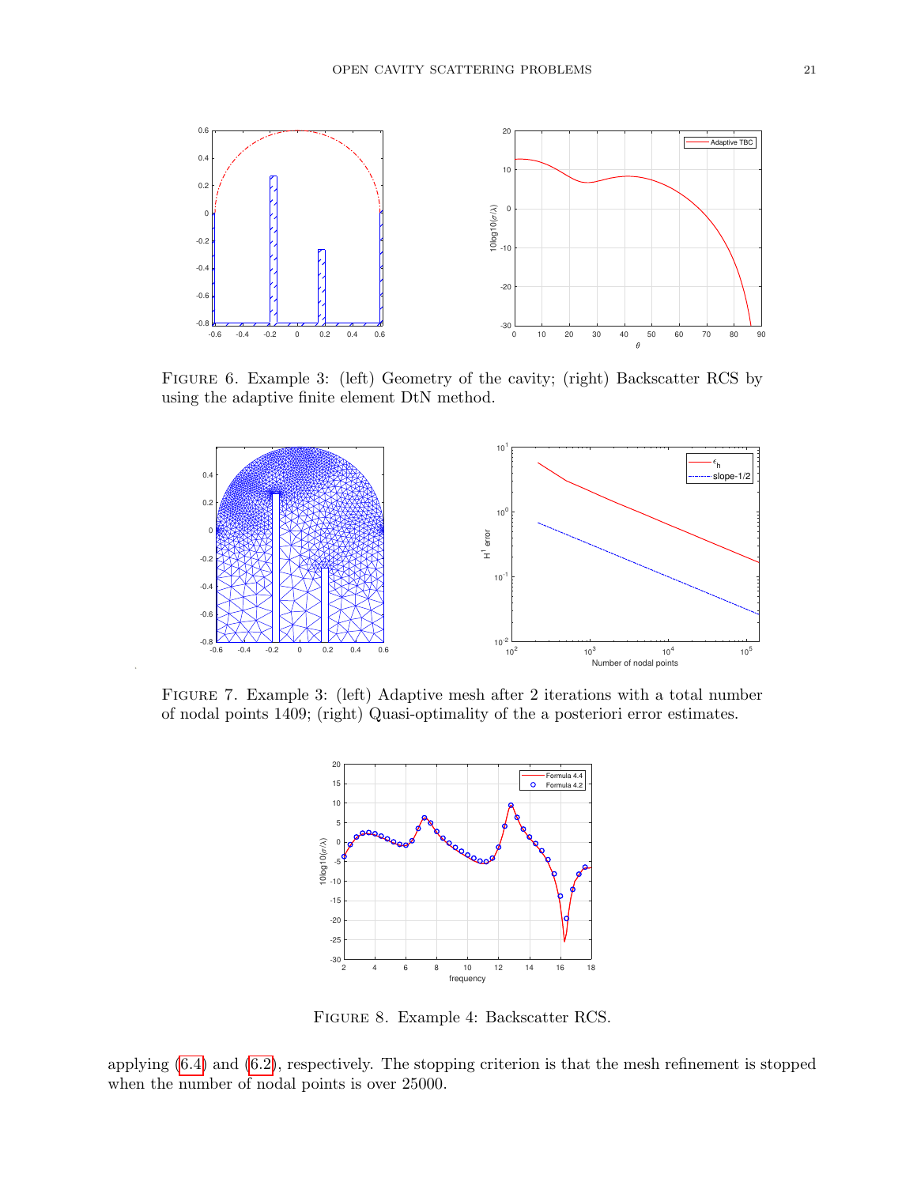FIGURE 6. Example 3: (left) Geometry of the cavity; (right) Backscatter RCS by using the adaptive finite element DtN method.

FIGURE 7. Example 3: (left) Adaptive mesh after 2 iterations with a total number of nodal points 1409; (right) Quasi-optimality of the a posteriori error estimates.

FIGURE 8. Example 4: Backscatter RCS.

applying (6.4) and (6.2), respectively. The stopping criterion is that the mesh refinement is stopped when the number of nodal points is over 25000.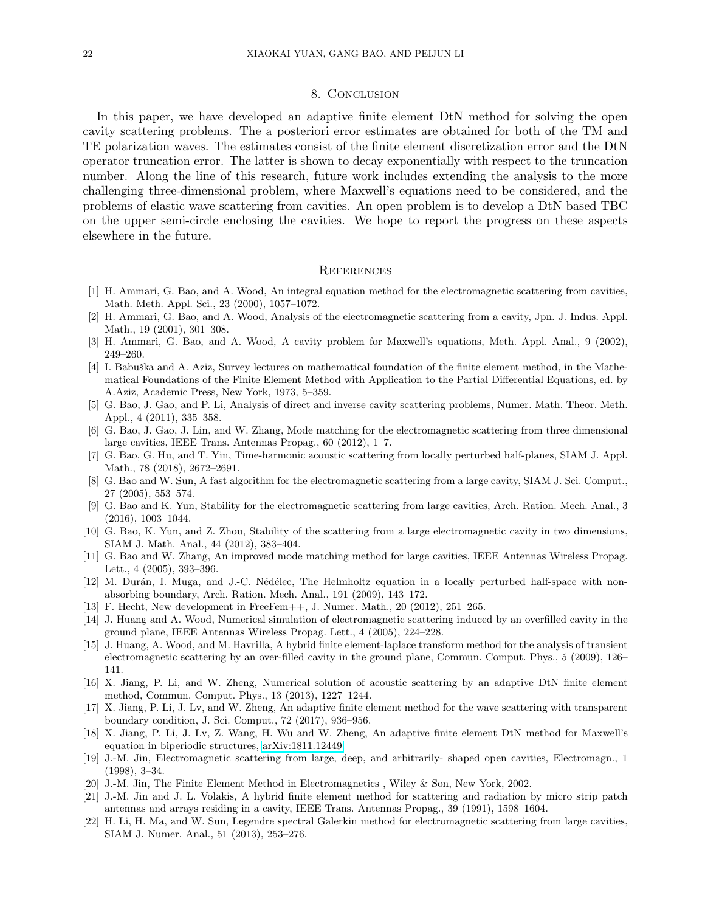## 8. Conclusion

In this paper, we have developed an adaptive finite element DtN method for solving the open cavity scattering problems. The a posteriori error estimates are obtained for both of the TM and TE polarization waves. The estimates consist of the finite element discretization error and the DtN operator truncation error. The latter is shown to decay exponentially with respect to the truncation number. Along the line of this research, future work includes extending the analysis to the more challenging three-dimensional problem, where Maxwell's equations need to be considered, and the problems of elastic wave scattering from cavities. An open problem is to develop a DtN based TBC on the upper semi-circle enclosing the cavities. We hope to report the progress on these aspects elsewhere in the future.

## References

[1] H. Ammari, G. Bao, and A. Wood, An integral equation method for the electromagnetic scattering from cavities, Math. Meth. Appl. Sci., 23 (2000), 1057–1072.

[2] H. Ammari, G. Bao, and A. Wood, Analysis of the electromagnetic scattering from a cavity, Jpn. J. Indus. Appl. Math., 19 (2001), 301–308.

[3] H. Ammari, G. Bao, and A. Wood, A cavity problem for Maxwell's equations, Meth. Appl. Anal., 9 (2002), 249–260.

[4] I. Babuška and A. Aziz, Survey lectures on mathematical foundation of the finite element method, in the Mathematical Foundations of the Finite Element Method with Application to the Partial Differential Equations, ed. by A.Aziz, Academic Press, New York, 1973, 5–359.

[5] G. Bao, J. Gao, and P. Li, Analysis of direct and inverse cavity scattering problems, Numer. Math. Theor. Meth. Appl., 4 (2011), 335–358.

[6] G. Bao, J. Gao, J. Lin, and W. Zhang, Mode matching for the electromagnetic scattering from three dimensional large cavities, IEEE Trans. Antennas Propag., 60 (2012), 1–7.

[7] G. Bao, G. Hu, and T. Yin, Time-harmonic acoustic scattering from locally perturbed half-planes, SIAM J. Appl. Math., 78 (2018), 2672–2691.

[8] G. Bao and W. Sun, A fast algorithm for the electromagnetic scattering from a large cavity, SIAM J. Sci. Comput., 27 (2005), 553–574.

[9] G. Bao and K. Yun, Stability for the electromagnetic scattering from large cavities, Arch. Ration. Mech. Anal., 3 (2016), 1003–1044.

[10] G. Bao, K. Yun, and Z. Zhou, Stability of the scattering from a large electromagnetic cavity in two dimensions, SIAM J. Math. Anal., 44 (2012), 383–404.

[11] G. Bao and W. Zhang, An improved mode matching method for large cavities, IEEE Antennas Wireless Propag. Lett., 4 (2005), 393–396.

[12] M. Durán, I. Muga, and J.-C. Nédélec, The Helmholtz equation in a locally perturbed half-space with non-absorbing boundary, Arch. Ration. Mech. Anal., 191 (2009), 143–172.

[13] F. Hecht, New development in FreeFem++, J. Numer. Math., 20 (2012), 251–265.

[14] J. Huang and A. Wood, Numerical simulation of electromagnetic scattering induced by an overfilled cavity in the ground plane, IEEE Antennas Wireless Propag. Lett., 4 (2005), 224–228.

[15] J. Huang, A. Wood, and M. Havrilla, A hybrid finite element-laplace transform method for the analysis of transient electromagnetic scattering by an over-filled cavity in the ground plane, Commun. Comput. Phys., 5 (2009), 126–141.

[16] X. Jiang, P. Li, and W. Zheng, Numerical solution of acoustic scattering by an adaptive DtN finite element method, Commun. Comput. Phys., 13 (2013), 1227–1244.

[17] X. Jiang, P. Li, J. Lv, and W. Zheng, An adaptive finite element method for the wave scattering with transparent boundary condition, J. Sci. Comput., 72 (2017), 936–956.

[18] X. Jiang, P. Li, J. Lv, Z. Wang, H. Wu and W. Zheng, An adaptive finite element DtN method for Maxwell's equation in biperiodic structures, arXiv:1811.12449.

[19] J.-M. Jin, Electromagnetic scattering from large, deep, and arbitrarily- shaped open cavities, Electromagn., 1 (1998), 3–34.

[20] J.-M. Jin, The Finite Element Method in Electromagnetics , Wiley & Son, New York, 2002.

[21] J.-M. Jin and J. L. Volakis, A hybrid finite element method for scattering and radiation by micro strip patch antennas and arrays residing in a cavity, IEEE Trans. Antennas Propag., 39 (1991), 1598–1604.

[22] H. Li, H. Ma, and W. Sun, Legendre spectral Galerkin method for electromagnetic scattering from large cavities, SIAM J. Numer. Anal., 51 (2013), 253–276.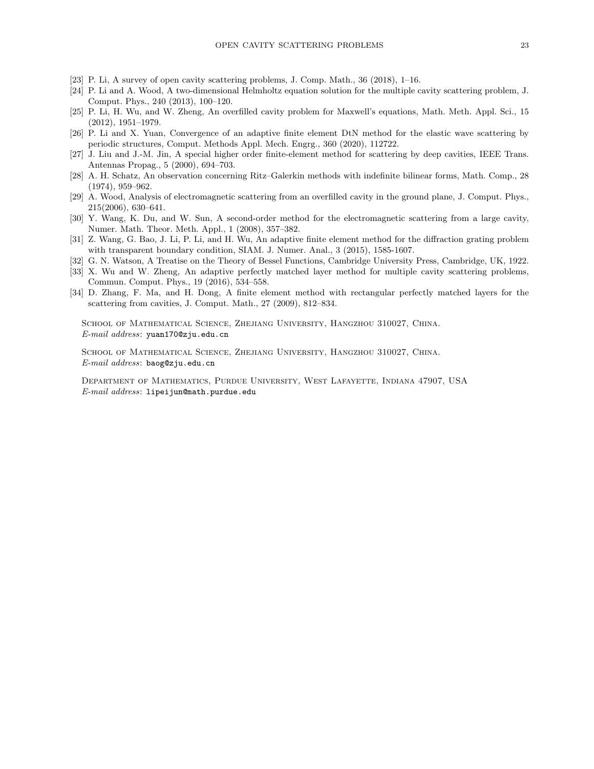[23] P. Li, A survey of open cavity scattering problems, J. Comp. Math., 36 (2018), 1–16.

[24] P. Li and A. Wood, A two-dimensional Helmholtz equation solution for the multiple cavity scattering problem, J. Comput. Phys., 240 (2013), 100–120.

[25] P. Li, H. Wu, and W. Zheng, An overfilled cavity problem for Maxwell's equations, Math. Meth. Appl. Sci., 15 (2012), 1951–1979.

[26] P. Li and X. Yuan, Convergence of an adaptive finite element DtN method for the elastic wave scattering by periodic structures, Comput. Methods Appl. Mech. Engrg., 360 (2020), 112722.

[27] J. Liu and J.-M. Jin, A special higher order finite-element method for scattering by deep cavities, IEEE Trans. Antennas Propag., 5 (2000), 694–703.

[28] A. H. Schatz, An observation concerning Ritz–Galerkin methods with indefinite bilinear forms, Math. Comp., 28 (1974), 959–962.

[29] A. Wood, Analysis of electromagnetic scattering from an overfilled cavity in the ground plane, J. Comput. Phys., 215(2006), 630–641.

[30] Y. Wang, K. Du, and W. Sun, A second-order method for the electromagnetic scattering from a large cavity, Numer. Math. Theor. Meth. Appl., 1 (2008), 357–382.

[31] Z. Wang, G. Bao, J. Li, P. Li, and H. Wu, An adaptive finite element method for the diffraction grating problem with transparent boundary condition, SIAM. J. Numer. Anal., 3 (2015), 1585-1607.

[32] G. N. Watson, A Treatise on the Theory of Bessel Functions, Cambridge University Press, Cambridge, UK, 1922.

[33] X. Wu and W. Zheng, An adaptive perfectly matched layer method for multiple cavity scattering problems, Commun. Comput. Phys., 19 (2016), 534–558.

[34] D. Zhang, F. Ma, and H. Dong, A finite element method with rectangular perfectly matched layers for the scattering from cavities, J. Comput. Math., 27 (2009), 812–834.

School of Mathematical Science, Zhejiang University, Hangzhou 310027, China.
*E-mail address*: yuan170@zju.edu.cn

School of Mathematical Science, Zhejiang University, Hangzhou 310027, China.
*E-mail address*: baog@zju.edu.cn

Department of Mathematics, Purdue University, West Lafayette, Indiana 47907, USA
*E-mail address*: lipeijun@math.purdue.edu